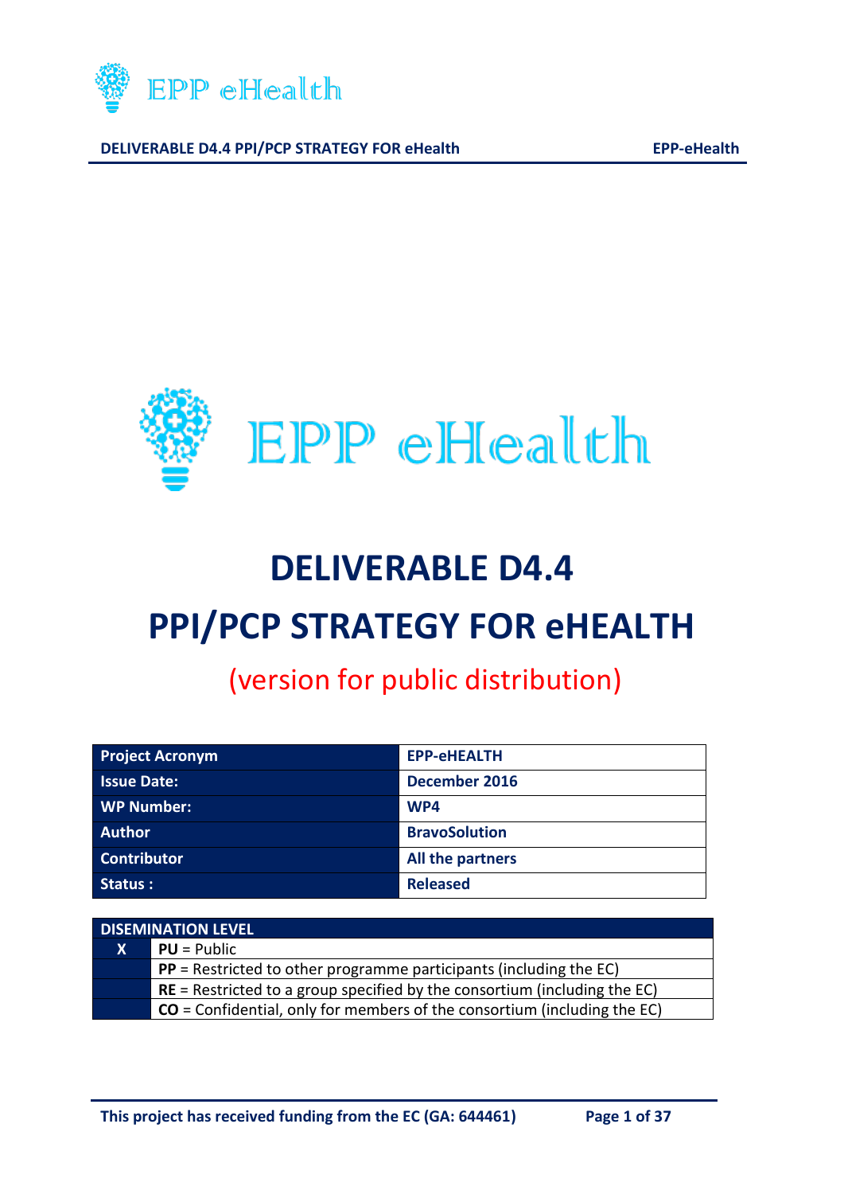# DELIVERABLE D4.4

# PPI/PCP STRATEGY FOR eHEALTH

## (version for public distribution)

| Project Acronym | EPP-eHEALTH |
|---|---|
| Issue Date: | December 2016 |
| WP Number: | WP4 |
| Author | BravoSolution |
| Contributor | All the partners |
| Status : | Released |

| DISEMINATION LEVEL | |
|---|---|
| X | **PU** = Public |
| | **PP** = Restricted to other programme participants (including the EC) |
| | **RE** = Restricted to a group specified by the consortium (including the EC) |
| | **CO** = Confidential, only for members of the consortium (including the EC) |

This project has received funding from the EC (GA: 644461)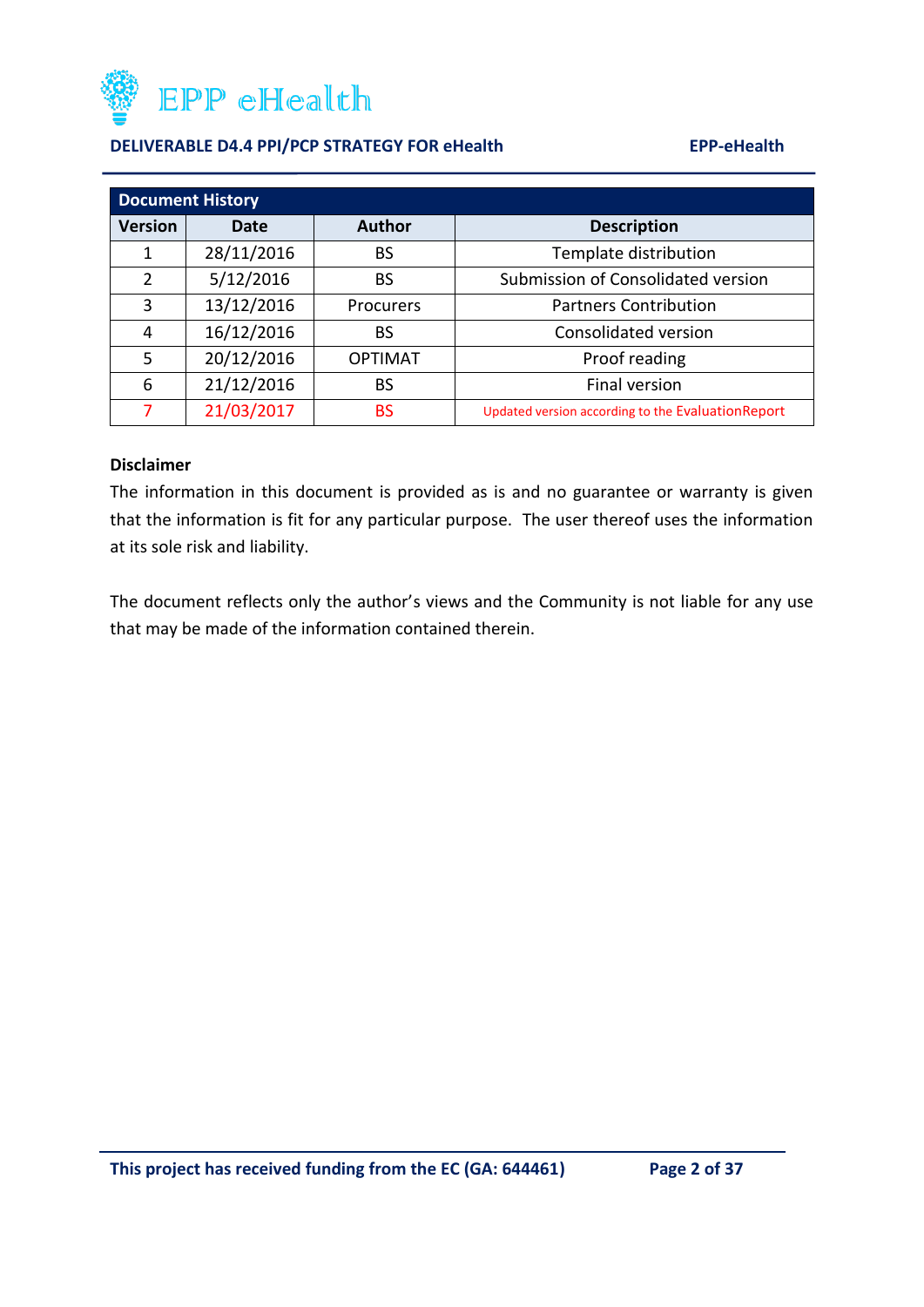| Document History | | | |
|---|---|---|---|
| **Version** | **Date** | **Author** | **Description** |
| 1 | 28/11/2016 | BS | Template distribution |
| 2 | 5/12/2016 | BS | Submission of Consolidated version |
| 3 | 13/12/2016 | Procurers | Partners Contribution |
| 4 | 16/12/2016 | BS | Consolidated version |
| 5 | 20/12/2016 | OPTIMAT | Proof reading |
| 6 | 21/12/2016 | BS | Final version |
| 7 | 21/03/2017 | BS | Updated version according to the EvaluationReport |

**Disclaimer**

The information in this document is provided as is and no guarantee or warranty is given that the information is fit for any particular purpose. The user thereof uses the information at its sole risk and liability.

The document reflects only the author's views and the Community is not liable for any use that may be made of the information contained therein.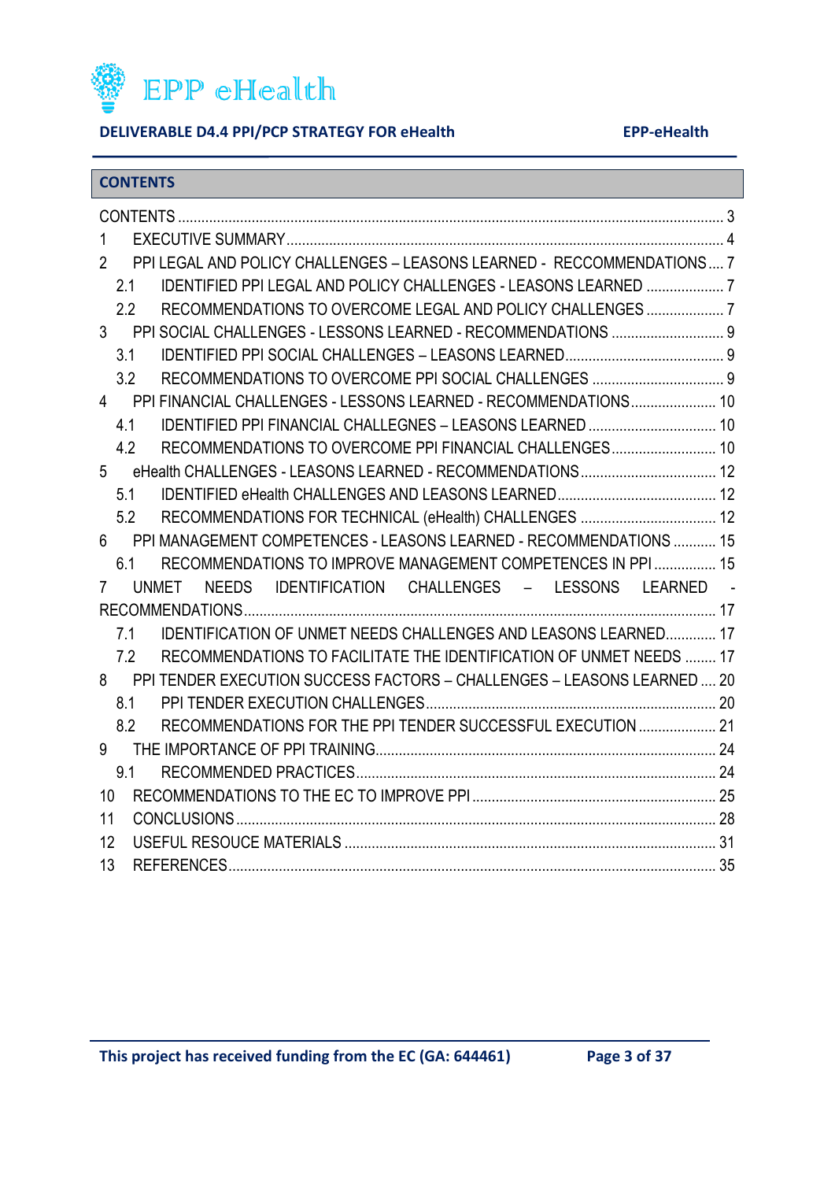## CONTENTS

- CONTENTS ... 3
- 1 EXECUTIVE SUMMARY ... 4
- 2 PPI LEGAL AND POLICY CHALLENGES – LEASONS LEARNED - RECCOMMENDATIONS ... 7
  - 2.1 IDENTIFIED PPI LEGAL AND POLICY CHALLENGES - LEASONS LEARNED ... 7
  - 2.2 RECOMMENDATIONS TO OVERCOME LEGAL AND POLICY CHALLENGES ... 7
- 3 PPI SOCIAL CHALLENGES - LESSONS LEARNED - RECOMMENDATIONS ... 9
  - 3.1 IDENTIFIED PPI SOCIAL CHALLENGES – LEASONS LEARNED ... 9
  - 3.2 RECOMMENDATIONS TO OVERCOME PPI SOCIAL CHALLENGES ... 9
- 4 PPI FINANCIAL CHALLENGES - LESSONS LEARNED - RECOMMENDATIONS ... 10
  - 4.1 IDENTIFIED PPI FINANCIAL CHALLEGNES – LEASONS LEARNED ... 10
  - 4.2 RECOMMENDATIONS TO OVERCOME PPI FINANCIAL CHALLENGES ... 10
- 5 eHealth CHALLENGES - LEASONS LEARNED - RECOMMENDATIONS ... 12
  - 5.1 IDENTIFIED eHealth CHALLENGES AND LEASONS LEARNED ... 12
  - 5.2 RECOMMENDATIONS FOR TECHNICAL (eHealth) CHALLENGES ... 12
- 6 PPI MANAGEMENT COMPETENCES - LEASONS LEARNED - RECOMMENDATIONS ... 15
  - 6.1 RECOMMENDATIONS TO IMPROVE MANAGEMENT COMPETENCES IN PPI ... 15
- 7 UNMET NEEDS IDENTIFICATION CHALLENGES – LESSONS LEARNED - RECOMMENDATIONS ... 17
  - 7.1 IDENTIFICATION OF UNMET NEEDS CHALLENGES AND LEASONS LEARNED ... 17
  - 7.2 RECOMMENDATIONS TO FACILITATE THE IDENTIFICATION OF UNMET NEEDS ... 17
- 8 PPI TENDER EXECUTION SUCCESS FACTORS – CHALLENGES – LESSONS LEARNED ... 20
  - 8.1 PPI TENDER EXECUTION CHALLENGES ... 20
  - 8.2 RECOMMENDATIONS FOR THE PPI TENDER SUCCESSFUL EXECUTION ... 21
- 9 THE IMPORTANCE OF PPI TRAINING ... 24
  - 9.1 RECOMMENDED PRACTICES ... 24
- 10 RECOMMENDATIONS TO THE EC TO IMPROVE PPI ... 25
- 11 CONCLUSIONS ... 28
- 12 USEFUL RESOUCE MATERIALS ... 31
- 13 REFERENCES ... 35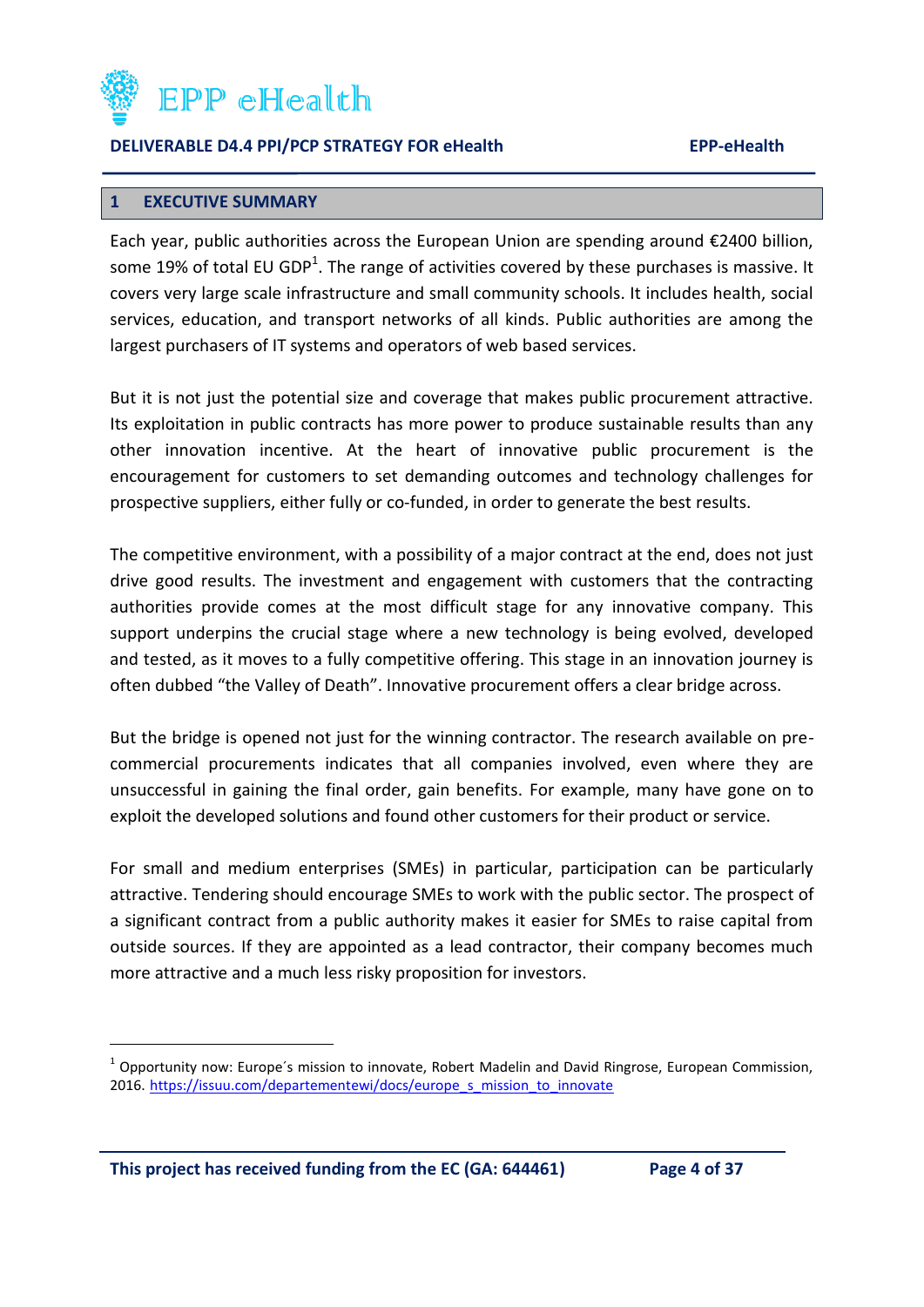# 1 EXECUTIVE SUMMARY

Each year, public authorities across the European Union are spending around €2400 billion, some 19% of total EU GDP[1]. The range of activities covered by these purchases is massive. It covers very large scale infrastructure and small community schools. It includes health, social services, education, and transport networks of all kinds. Public authorities are among the largest purchasers of IT systems and operators of web based services.

But it is not just the potential size and coverage that makes public procurement attractive. Its exploitation in public contracts has more power to produce sustainable results than any other innovation incentive. At the heart of innovative public procurement is the encouragement for customers to set demanding outcomes and technology challenges for prospective suppliers, either fully or co-funded, in order to generate the best results.

The competitive environment, with a possibility of a major contract at the end, does not just drive good results. The investment and engagement with customers that the contracting authorities provide comes at the most difficult stage for any innovative company. This support underpins the crucial stage where a new technology is being evolved, developed and tested, as it moves to a fully competitive offering. This stage in an innovation journey is often dubbed "the Valley of Death". Innovative procurement offers a clear bridge across.

But the bridge is opened not just for the winning contractor. The research available on pre-commercial procurements indicates that all companies involved, even where they are unsuccessful in gaining the final order, gain benefits. For example, many have gone on to exploit the developed solutions and found other customers for their product or service.

For small and medium enterprises (SMEs) in particular, participation can be particularly attractive. Tendering should encourage SMEs to work with the public sector. The prospect of a significant contract from a public authority makes it easier for SMEs to raise capital from outside sources. If they are appointed as a lead contractor, their company becomes much more attractive and a much less risky proposition for investors.

---

[1] Opportunity now: Europe´s mission to innovate, Robert Madelin and David Ringrose, European Commission, 2016. https://issuu.com/departementewi/docs/europe_s_mission_to_innovate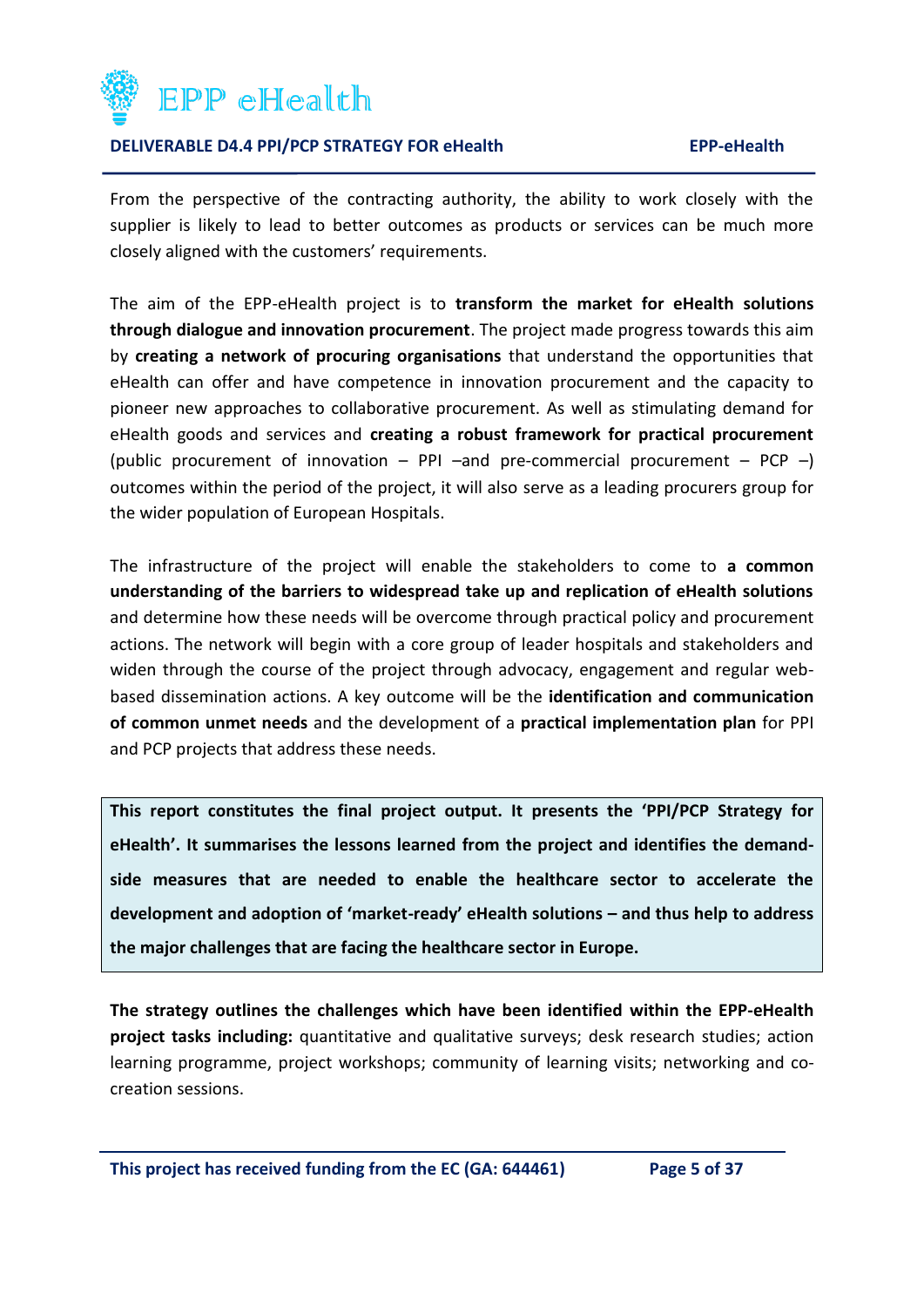From the perspective of the contracting authority, the ability to work closely with the supplier is likely to lead to better outcomes as products or services can be much more closely aligned with the customers' requirements.

The aim of the EPP-eHealth project is to **transform the market for eHealth solutions through dialogue and innovation procurement**. The project made progress towards this aim by **creating a network of procuring organisations** that understand the opportunities that eHealth can offer and have competence in innovation procurement and the capacity to pioneer new approaches to collaborative procurement. As well as stimulating demand for eHealth goods and services and **creating a robust framework for practical procurement** (public procurement of innovation – PPI –and pre-commercial procurement – PCP –) outcomes within the period of the project, it will also serve as a leading procurers group for the wider population of European Hospitals.

The infrastructure of the project will enable the stakeholders to come to **a common understanding of the barriers to widespread take up and replication of eHealth solutions** and determine how these needs will be overcome through practical policy and procurement actions. The network will begin with a core group of leader hospitals and stakeholders and widen through the course of the project through advocacy, engagement and regular web-based dissemination actions. A key outcome will be the **identification and communication of common unmet needs** and the development of a **practical implementation plan** for PPI and PCP projects that address these needs.

**This report constitutes the final project output. It presents the 'PPI/PCP Strategy for eHealth'. It summarises the lessons learned from the project and identifies the demand-side measures that are needed to enable the healthcare sector to accelerate the development and adoption of 'market-ready' eHealth solutions – and thus help to address the major challenges that are facing the healthcare sector in Europe.**

**The strategy outlines the challenges which have been identified within the EPP-eHealth project tasks including:** quantitative and qualitative surveys; desk research studies; action learning programme, project workshops; community of learning visits; networking and co-creation sessions.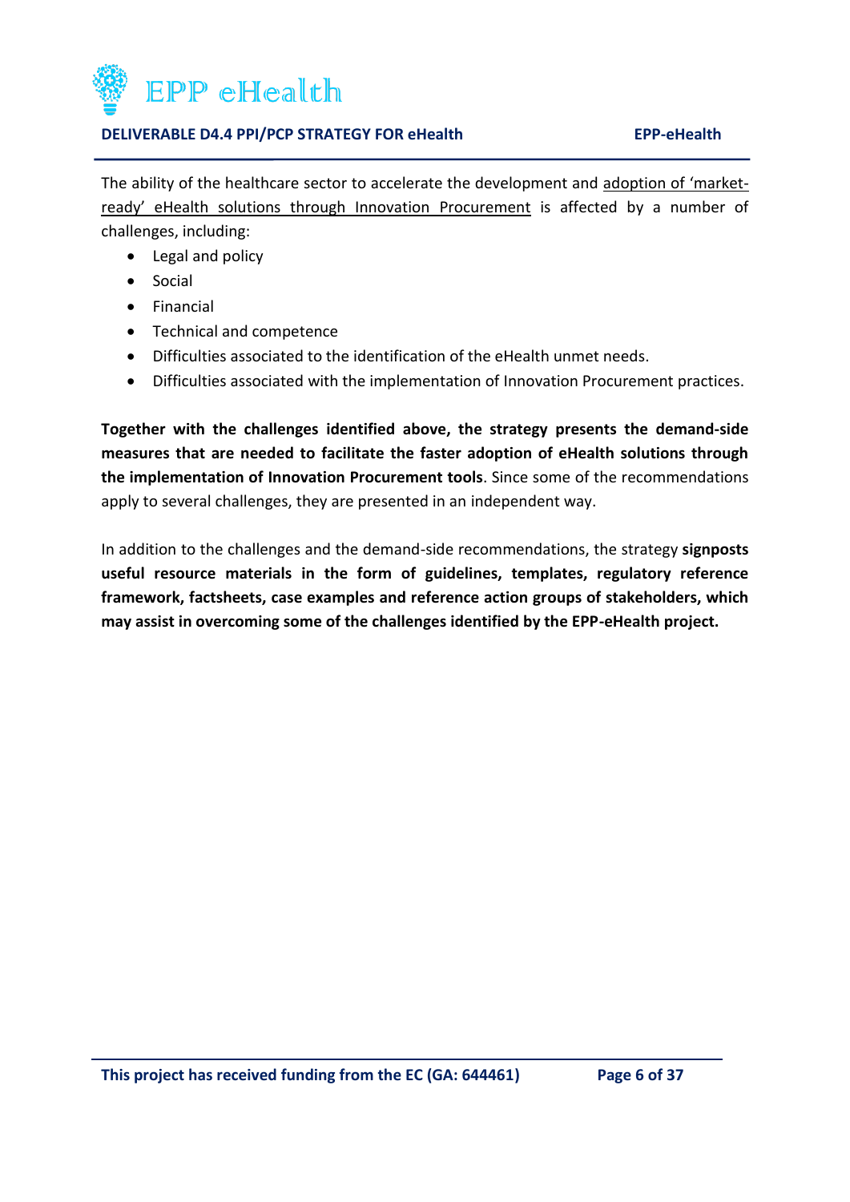The ability of the healthcare sector to accelerate the development and adoption of 'market-ready' eHealth solutions through Innovation Procurement is affected by a number of challenges, including:

- Legal and policy
- Social
- Financial
- Technical and competence
- Difficulties associated to the identification of the eHealth unmet needs.
- Difficulties associated with the implementation of Innovation Procurement practices.

**Together with the challenges identified above, the strategy presents the demand-side measures that are needed to facilitate the faster adoption of eHealth solutions through the implementation of Innovation Procurement tools**. Since some of the recommendations apply to several challenges, they are presented in an independent way.

In addition to the challenges and the demand-side recommendations, the strategy **signposts useful resource materials in the form of guidelines, templates, regulatory reference framework, factsheets, case examples and reference action groups of stakeholders, which may assist in overcoming some of the challenges identified by the EPP-eHealth project.**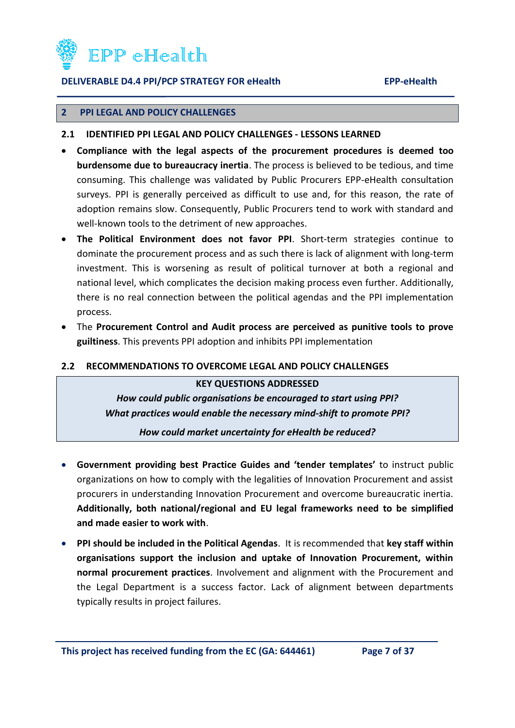## 2 PPI LEGAL AND POLICY CHALLENGES

### 2.1 IDENTIFIED PPI LEGAL AND POLICY CHALLENGES - LESSONS LEARNED

- **Compliance with the legal aspects of the procurement procedures is deemed too burdensome due to bureaucracy inertia**. The process is believed to be tedious, and time consuming. This challenge was validated by Public Procurers EPP-eHealth consultation surveys. PPI is generally perceived as difficult to use and, for this reason, the rate of adoption remains slow. Consequently, Public Procurers tend to work with standard and well-known tools to the detriment of new approaches.
- **The Political Environment does not favor PPI**. Short-term strategies continue to dominate the procurement process and as such there is lack of alignment with long-term investment. This is worsening as result of political turnover at both a regional and national level, which complicates the decision making process even further. Additionally, there is no real connection between the political agendas and the PPI implementation process.
- The **Procurement Control and Audit process are perceived as punitive tools to prove guiltiness**. This prevents PPI adoption and inhibits PPI implementation

### 2.2 RECOMMENDATIONS TO OVERCOME LEGAL AND POLICY CHALLENGES

| **KEY QUESTIONS ADDRESSED** |
|---|
| ***How could public organisations be encouraged to start using PPI?*** |
| ***What practices would enable the necessary mind-shift to promote PPI?*** |
| ***How could market uncertainty for eHealth be reduced?*** |

- **Government providing best Practice Guides and 'tender templates'** to instruct public organizations on how to comply with the legalities of Innovation Procurement and assist procurers in understanding Innovation Procurement and overcome bureaucratic inertia. **Additionally, both national/regional and EU legal frameworks need to be simplified and made easier to work with**.
- **PPI should be included in the Political Agendas**. It is recommended that **key staff within organisations support the inclusion and uptake of Innovation Procurement, within normal procurement practices**. Involvement and alignment with the Procurement and the Legal Department is a success factor. Lack of alignment between departments typically results in project failures.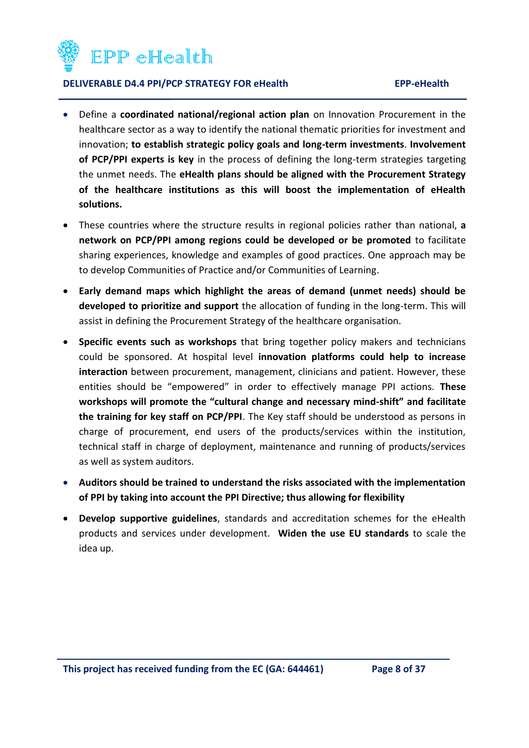- Define a **coordinated national/regional action plan** on Innovation Procurement in the healthcare sector as a way to identify the national thematic priorities for investment and innovation; **to establish strategic policy goals and long-term investments**. **Involvement of PCP/PPI experts is key** in the process of defining the long-term strategies targeting the unmet needs. The **eHealth plans should be aligned with the Procurement Strategy of the healthcare institutions as this will boost the implementation of eHealth solutions.**

- These countries where the structure results in regional policies rather than national, **a network on PCP/PPI among regions could be developed or be promoted** to facilitate sharing experiences, knowledge and examples of good practices. One approach may be to develop Communities of Practice and/or Communities of Learning.

- **Early demand maps which highlight the areas of demand (unmet needs) should be developed to prioritize and support** the allocation of funding in the long-term. This will assist in defining the Procurement Strategy of the healthcare organisation.

- **Specific events such as workshops** that bring together policy makers and technicians could be sponsored. At hospital level **innovation platforms could help to increase interaction** between procurement, management, clinicians and patient. However, these entities should be "empowered" in order to effectively manage PPI actions. **These workshops will promote the "cultural change and necessary mind-shift" and facilitate the training for key staff on PCP/PPI**. The Key staff should be understood as persons in charge of procurement, end users of the products/services within the institution, technical staff in charge of deployment, maintenance and running of products/services as well as system auditors.

- **Auditors should be trained to understand the risks associated with the implementation of PPI by taking into account the PPI Directive; thus allowing for flexibility**

- **Develop supportive guidelines**, standards and accreditation schemes for the eHealth products and services under development. **Widen the use EU standards** to scale the idea up.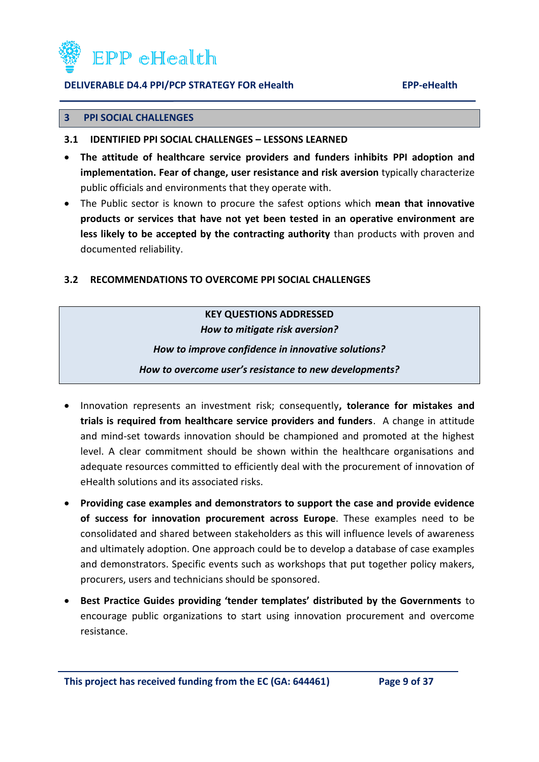# 3 PPI SOCIAL CHALLENGES

## 3.1 IDENTIFIED PPI SOCIAL CHALLENGES – LESSONS LEARNED

- **The attitude of healthcare service providers and funders inhibits PPI adoption and implementation. Fear of change, user resistance and risk aversion** typically characterize public officials and environments that they operate with.
- The Public sector is known to procure the safest options which **mean that innovative products or services that have not yet been tested in an operative environment are less likely to be accepted by the contracting authority** than products with proven and documented reliability.

## 3.2 RECOMMENDATIONS TO OVERCOME PPI SOCIAL CHALLENGES

**KEY QUESTIONS ADDRESSED**

***How to mitigate risk aversion?***

***How to improve confidence in innovative solutions?***

***How to overcome user's resistance to new developments?***

- Innovation represents an investment risk; consequently**, tolerance for mistakes and trials is required from healthcare service providers and funders**. A change in attitude and mind-set towards innovation should be championed and promoted at the highest level. A clear commitment should be shown within the healthcare organisations and adequate resources committed to efficiently deal with the procurement of innovation of eHealth solutions and its associated risks.
- **Providing case examples and demonstrators to support the case and provide evidence of success for innovation procurement across Europe**. These examples need to be consolidated and shared between stakeholders as this will influence levels of awareness and ultimately adoption. One approach could be to develop a database of case examples and demonstrators. Specific events such as workshops that put together policy makers, procurers, users and technicians should be sponsored.
- **Best Practice Guides providing 'tender templates' distributed by the Governments** to encourage public organizations to start using innovation procurement and overcome resistance.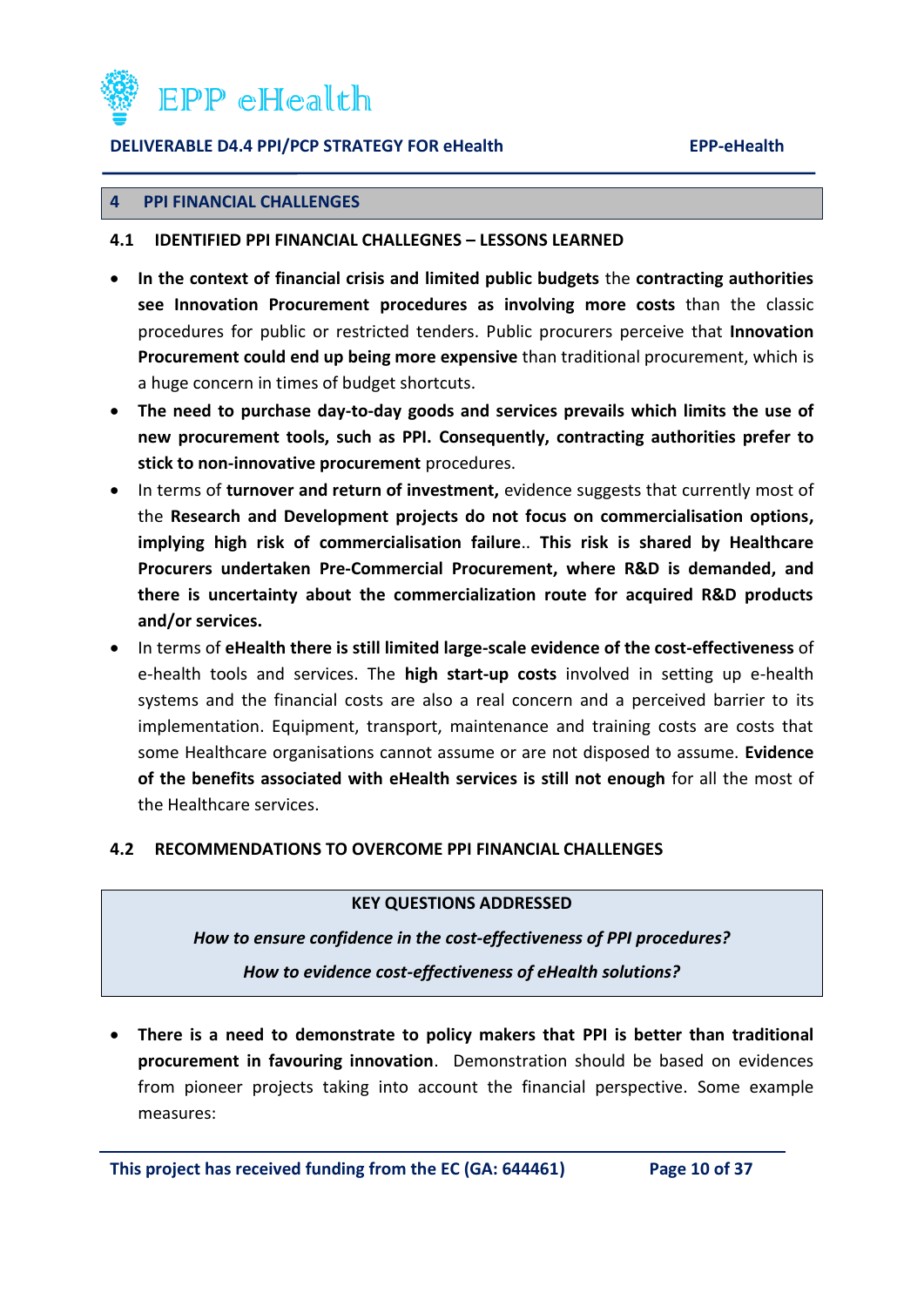# 4 PPI FINANCIAL CHALLENGES

## 4.1 IDENTIFIED PPI FINANCIAL CHALLEGNES – LESSONS LEARNED

- **In the context of financial crisis and limited public budgets** the **contracting authorities see Innovation Procurement procedures as involving more costs** than the classic procedures for public or restricted tenders. Public procurers perceive that **Innovation Procurement could end up being more expensive** than traditional procurement, which is a huge concern in times of budget shortcuts.
- **The need to purchase day-to-day goods and services prevails which limits the use of new procurement tools, such as PPI. Consequently, contracting authorities prefer to stick to non-innovative procurement** procedures.
- In terms of **turnover and return of investment,** evidence suggests that currently most of the **Research and Development projects do not focus on commercialisation options, implying high risk of commercialisation failure**.. **This risk is shared by Healthcare Procurers undertaken Pre-Commercial Procurement, where R&D is demanded, and there is uncertainty about the commercialization route for acquired R&D products and/or services.**
- In terms of **eHealth there is still limited large-scale evidence of the cost-effectiveness** of e-health tools and services. The **high start-up costs** involved in setting up e-health systems and the financial costs are also a real concern and a perceived barrier to its implementation. Equipment, transport, maintenance and training costs are costs that some Healthcare organisations cannot assume or are not disposed to assume. **Evidence of the benefits associated with eHealth services is still not enough** for all the most of the Healthcare services.

## 4.2 RECOMMENDATIONS TO OVERCOME PPI FINANCIAL CHALLENGES

**KEY QUESTIONS ADDRESSED**

***How to ensure confidence in the cost-effectiveness of PPI procedures?***

***How to evidence cost-effectiveness of eHealth solutions?***

- **There is a need to demonstrate to policy makers that PPI is better than traditional procurement in favouring innovation**. Demonstration should be based on evidences from pioneer projects taking into account the financial perspective. Some example measures: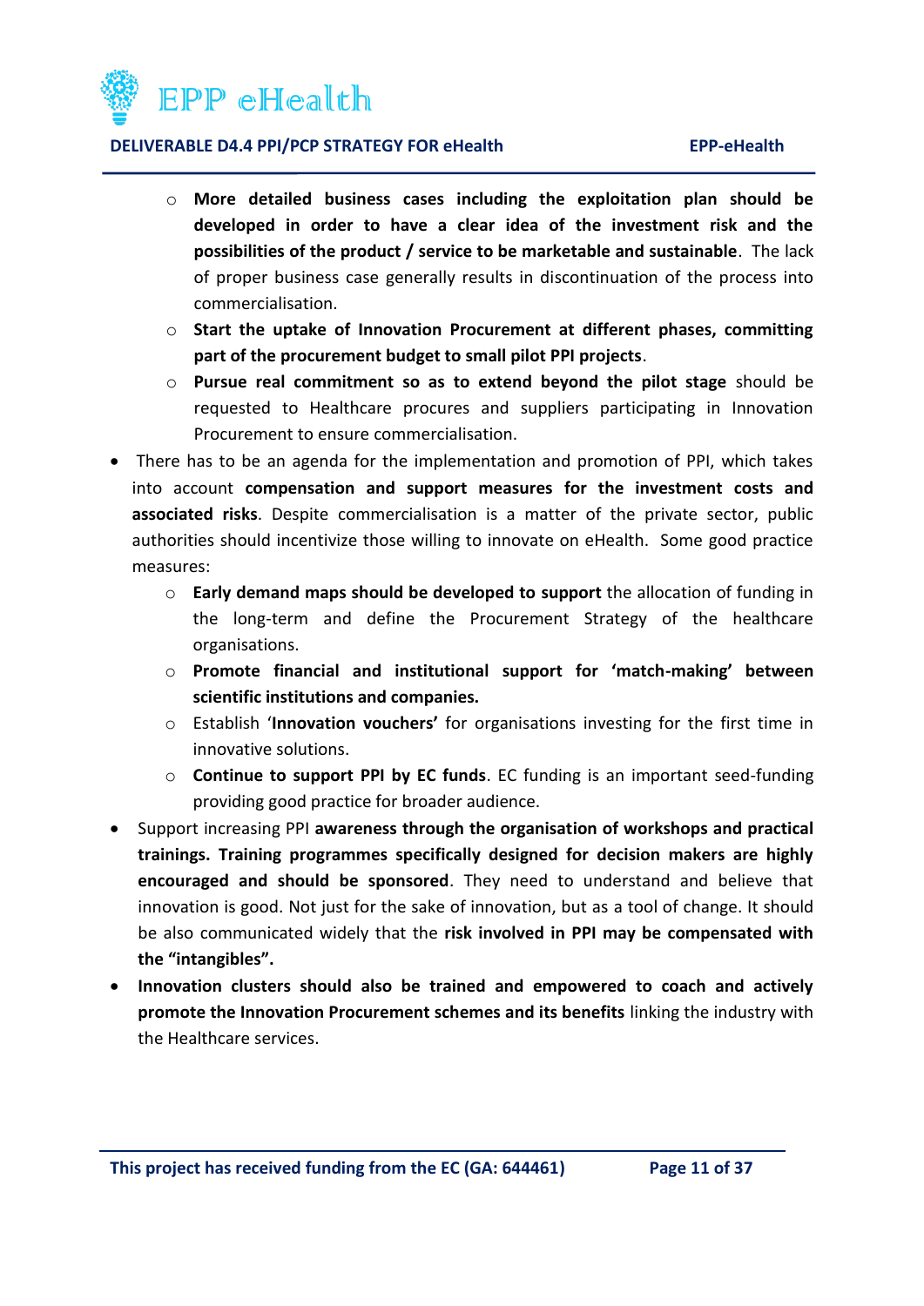- **More detailed business cases including the exploitation plan should be developed in order to have a clear idea of the investment risk and the possibilities of the product / service to be marketable and sustainable**. The lack of proper business case generally results in discontinuation of the process into commercialisation.
    - **Start the uptake of Innovation Procurement at different phases, committing part of the procurement budget to small pilot PPI projects**.
    - **Pursue real commitment so as to extend beyond the pilot stage** should be requested to Healthcare procures and suppliers participating in Innovation Procurement to ensure commercialisation.
- There has to be an agenda for the implementation and promotion of PPI, which takes into account **compensation and support measures for the investment costs and associated risks**. Despite commercialisation is a matter of the private sector, public authorities should incentivize those willing to innovate on eHealth. Some good practice measures:
    - **Early demand maps should be developed to support** the allocation of funding in the long-term and define the Procurement Strategy of the healthcare organisations.
    - **Promote financial and institutional support for 'match-making' between scientific institutions and companies.**
    - Establish '**Innovation vouchers'** for organisations investing for the first time in innovative solutions.
    - **Continue to support PPI by EC funds**. EC funding is an important seed-funding providing good practice for broader audience.
- Support increasing PPI **awareness through the organisation of workshops and practical trainings. Training programmes specifically designed for decision makers are highly encouraged and should be sponsored**. They need to understand and believe that innovation is good. Not just for the sake of innovation, but as a tool of change. It should be also communicated widely that the **risk involved in PPI may be compensated with the "intangibles".**
- **Innovation clusters should also be trained and empowered to coach and actively promote the Innovation Procurement schemes and its benefits** linking the industry with the Healthcare services.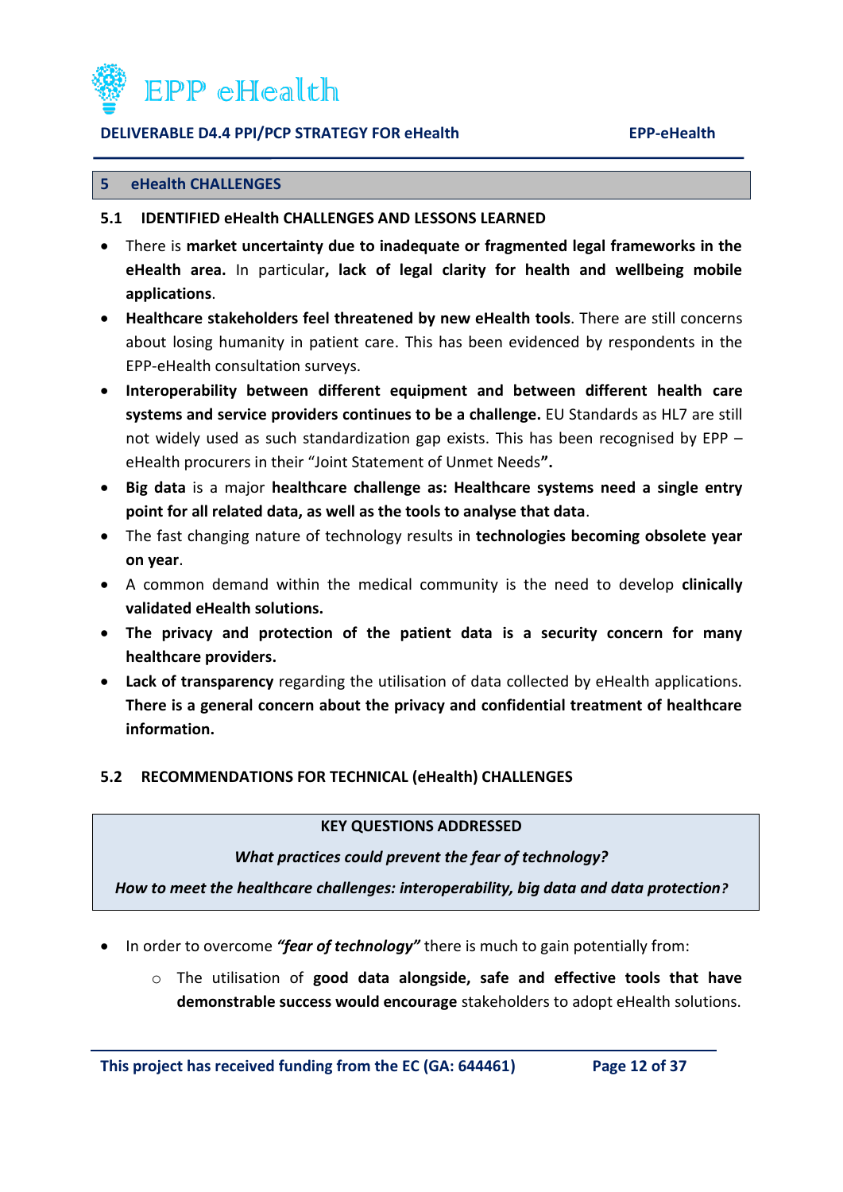## 5 eHealth CHALLENGES

### 5.1 IDENTIFIED eHealth CHALLENGES AND LESSONS LEARNED

- There is **market uncertainty due to inadequate or fragmented legal frameworks in the eHealth area.** In particular**, lack of legal clarity for health and wellbeing mobile applications**.
- **Healthcare stakeholders feel threatened by new eHealth tools**. There are still concerns about losing humanity in patient care. This has been evidenced by respondents in the EPP-eHealth consultation surveys.
- **Interoperability between different equipment and between different health care systems and service providers continues to be a challenge.** EU Standards as HL7 are still not widely used as such standardization gap exists. This has been recognised by EPP – eHealth procurers in their "Joint Statement of Unmet Needs**".**
- **Big data** is a major **healthcare challenge as: Healthcare systems need a single entry point for all related data, as well as the tools to analyse that data**.
- The fast changing nature of technology results in **technologies becoming obsolete year on year**.
- A common demand within the medical community is the need to develop **clinically validated eHealth solutions.**
- **The privacy and protection of the patient data is a security concern for many healthcare providers.**
- **Lack of transparency** regarding the utilisation of data collected by eHealth applications. **There is a general concern about the privacy and confidential treatment of healthcare information.**

### 5.2 RECOMMENDATIONS FOR TECHNICAL (eHealth) CHALLENGES

| KEY QUESTIONS ADDRESSED |
|---|
| ***What practices could prevent the fear of technology?*** |
| ***How to meet the healthcare challenges: interoperability, big data and data protection?*** |

- In order to overcome ***"fear of technology"*** there is much to gain potentially from:
  - The utilisation of **good data alongside, safe and effective tools that have demonstrable success would encourage** stakeholders to adopt eHealth solutions.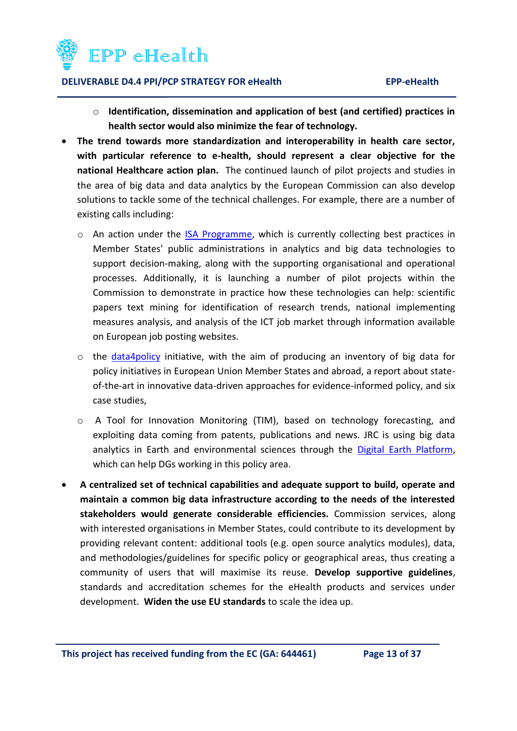- **Identification, dissemination and application of best (and certified) practices in health sector would also minimize the fear of technology.**
- **The trend towards more standardization and interoperability in health care sector, with particular reference to e-health, should represent a clear objective for the national Healthcare action plan.** The continued launch of pilot projects and studies in the area of big data and data analytics by the European Commission can also develop solutions to tackle some of the technical challenges. For example, there are a number of existing calls including:
  - An action under the ISA Programme, which is currently collecting best practices in Member States' public administrations in analytics and big data technologies to support decision-making, along with the supporting organisational and operational processes. Additionally, it is launching a number of pilot projects within the Commission to demonstrate in practice how these technologies can help: scientific papers text mining for identification of research trends, national implementing measures analysis, and analysis of the ICT job market through information available on European job posting websites.
  - the data4policy initiative, with the aim of producing an inventory of big data for policy initiatives in European Union Member States and abroad, a report about state-of-the-art in innovative data-driven approaches for evidence-informed policy, and six case studies,
  - A Tool for Innovation Monitoring (TIM), based on technology forecasting, and exploiting data coming from patents, publications and news. JRC is using big data analytics in Earth and environmental sciences through the Digital Earth Platform, which can help DGs working in this policy area.
- **A centralized set of technical capabilities and adequate support to build, operate and maintain a common big data infrastructure according to the needs of the interested stakeholders would generate considerable efficiencies.** Commission services, along with interested organisations in Member States, could contribute to its development by providing relevant content: additional tools (e.g. open source analytics modules), data, and methodologies/guidelines for specific policy or geographical areas, thus creating a community of users that will maximise its reuse. **Develop supportive guidelines**, standards and accreditation schemes for the eHealth products and services under development. **Widen the use EU standards** to scale the idea up.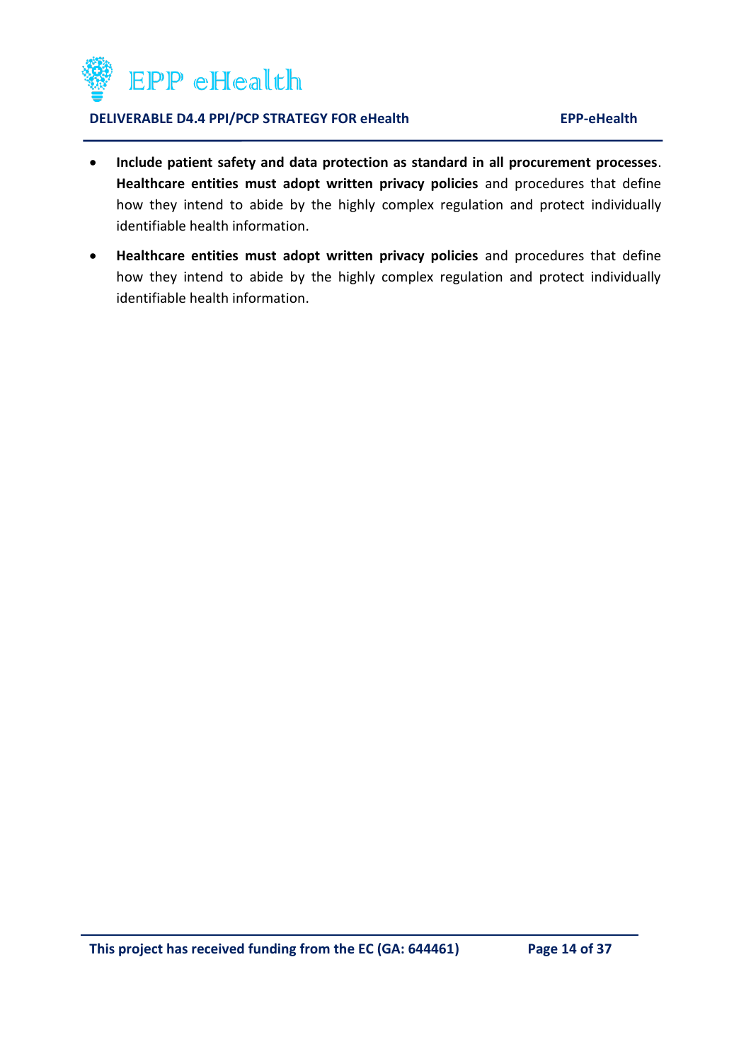- **Include patient safety and data protection as standard in all procurement processes**. **Healthcare entities must adopt written privacy policies** and procedures that define how they intend to abide by the highly complex regulation and protect individually identifiable health information.
- **Healthcare entities must adopt written privacy policies** and procedures that define how they intend to abide by the highly complex regulation and protect individually identifiable health information.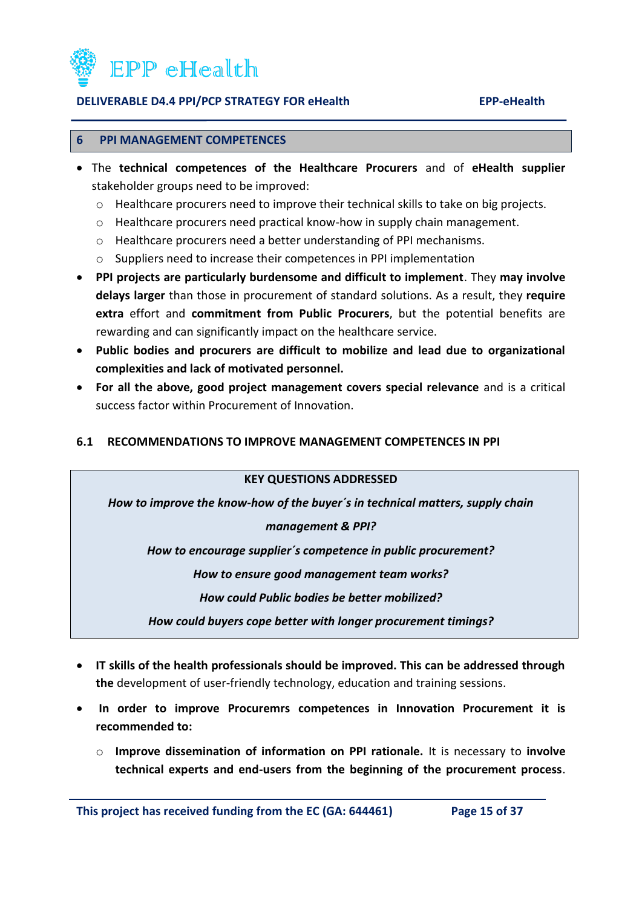## 6 PPI MANAGEMENT COMPETENCES

- The **technical competences of the Healthcare Procurers** and of **eHealth supplier** stakeholder groups need to be improved:
  - Healthcare procurers need to improve their technical skills to take on big projects.
  - Healthcare procurers need practical know-how in supply chain management.
  - Healthcare procurers need a better understanding of PPI mechanisms.
  - Suppliers need to increase their competences in PPI implementation
- **PPI projects are particularly burdensome and difficult to implement**. They **may involve delays larger** than those in procurement of standard solutions. As a result, they **require extra** effort and **commitment from Public Procurers**, but the potential benefits are rewarding and can significantly impact on the healthcare service.
- **Public bodies and procurers are difficult to mobilize and lead due to organizational complexities and lack of motivated personnel.**
- **For all the above, good project management covers special relevance** and is a critical success factor within Procurement of Innovation.

### 6.1 RECOMMENDATIONS TO IMPROVE MANAGEMENT COMPETENCES IN PPI

**KEY QUESTIONS ADDRESSED**

***How to improve the know-how of the buyer´s in technical matters, supply chain management & PPI?***

***How to encourage supplier´s competence in public procurement?***

***How to ensure good management team works?***

***How could Public bodies be better mobilized?***

***How could buyers cope better with longer procurement timings?***

- **IT skills of the health professionals should be improved. This can be addressed through the** development of user-friendly technology, education and training sessions.
- **In order to improve Procuremrs competences in Innovation Procurement it is recommended to:**
  - **Improve dissemination of information on PPI rationale.** It is necessary to **involve technical experts and end-users from the beginning of the procurement process**.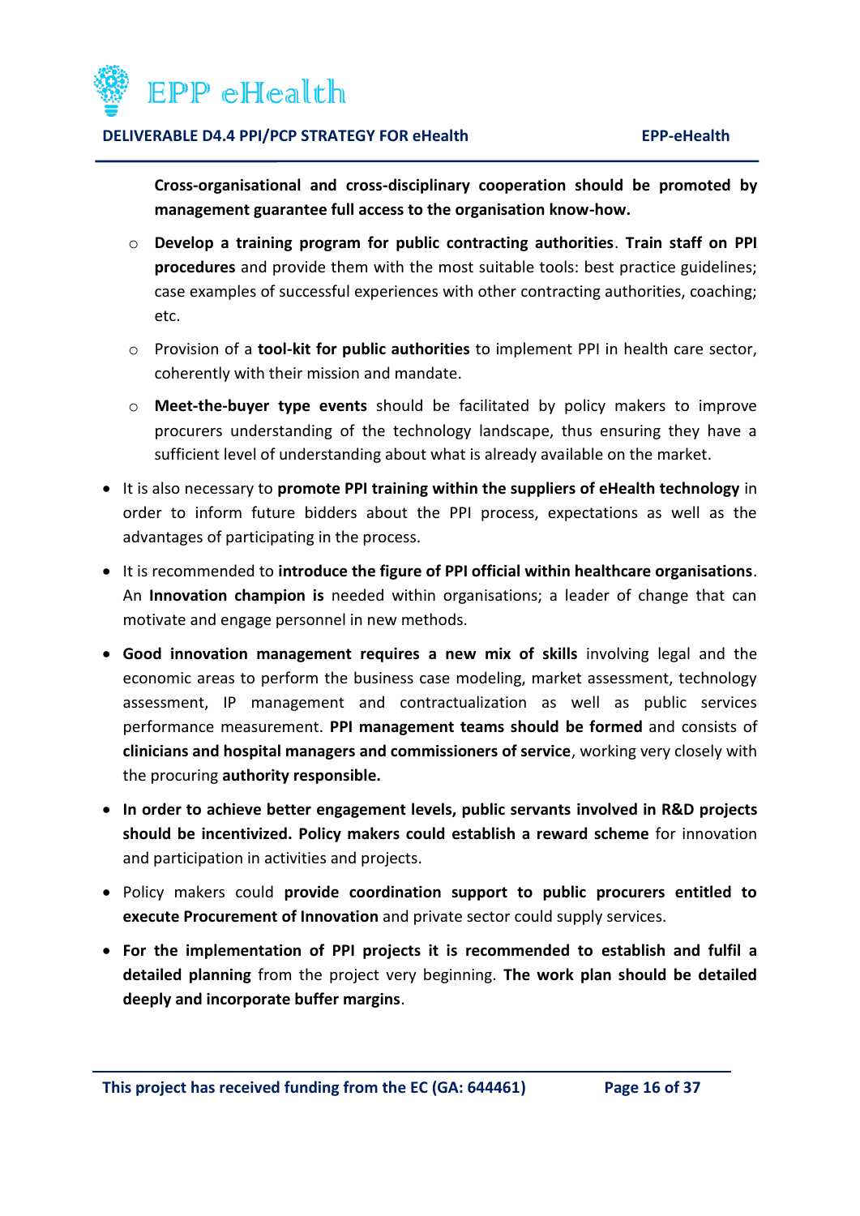**Cross-organisational and cross-disciplinary cooperation should be promoted by management guarantee full access to the organisation know-how.**

  - **Develop a training program for public contracting authorities**. **Train staff on PPI procedures** and provide them with the most suitable tools: best practice guidelines; case examples of successful experiences with other contracting authorities, coaching; etc.
  - Provision of a **tool-kit for public authorities** to implement PPI in health care sector, coherently with their mission and mandate.
  - **Meet-the-buyer type events** should be facilitated by policy makers to improve procurers understanding of the technology landscape, thus ensuring they have a sufficient level of understanding about what is already available on the market.

- It is also necessary to **promote PPI training within the suppliers of eHealth technology** in order to inform future bidders about the PPI process, expectations as well as the advantages of participating in the process.
- It is recommended to **introduce the figure of PPI official within healthcare organisations**. An **Innovation champion is** needed within organisations; a leader of change that can motivate and engage personnel in new methods.
- **Good innovation management requires a new mix of skills** involving legal and the economic areas to perform the business case modeling, market assessment, technology assessment, IP management and contractualization as well as public services performance measurement. **PPI management teams should be formed** and consists of **clinicians and hospital managers and commissioners of service**, working very closely with the procuring **authority responsible.**
- **In order to achieve better engagement levels, public servants involved in R&D projects should be incentivized. Policy makers could establish a reward scheme** for innovation and participation in activities and projects.
- Policy makers could **provide coordination support to public procurers entitled to execute Procurement of Innovation** and private sector could supply services.
- **For the implementation of PPI projects it is recommended to establish and fulfil a detailed planning** from the project very beginning. **The work plan should be detailed deeply and incorporate buffer margins**.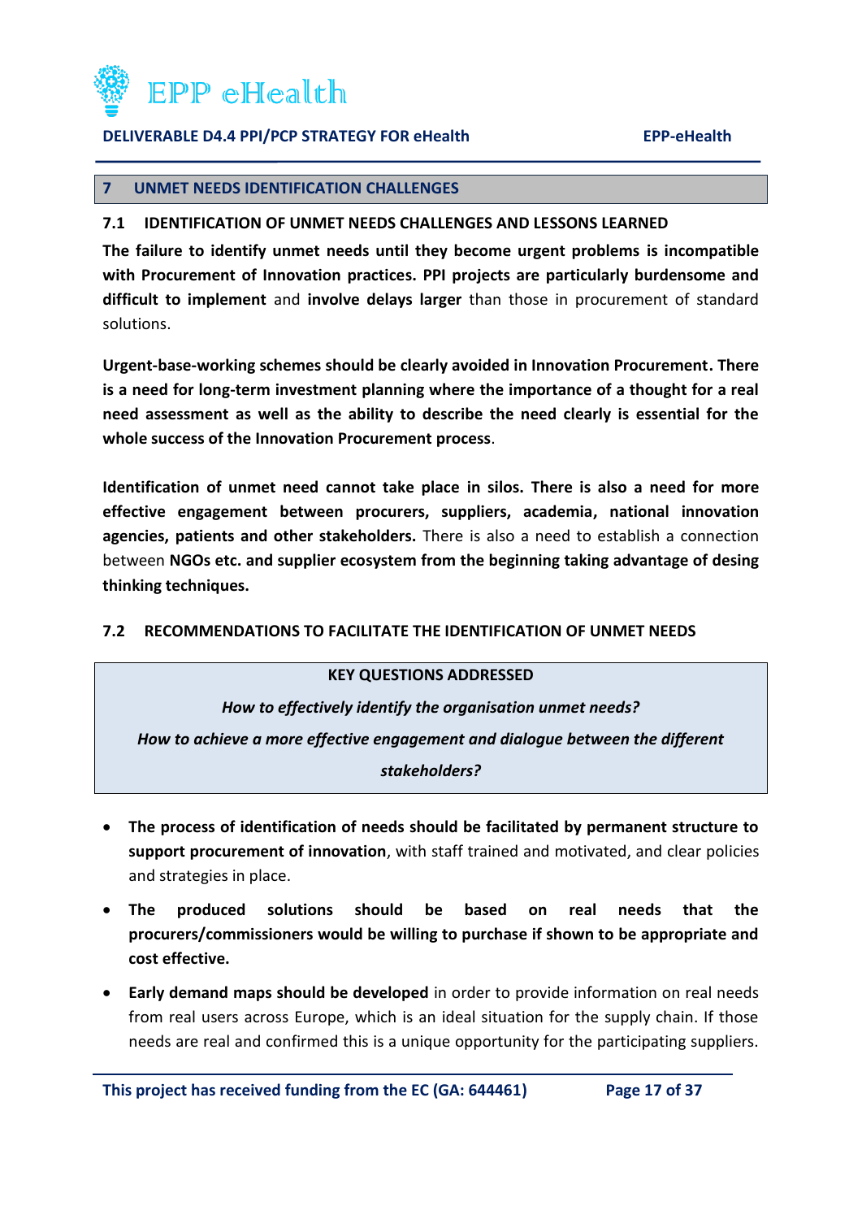## 7 UNMET NEEDS IDENTIFICATION CHALLENGES

### 7.1 IDENTIFICATION OF UNMET NEEDS CHALLENGES AND LESSONS LEARNED

**The failure to identify unmet needs until they become urgent problems is incompatible with Procurement of Innovation practices. PPI projects are particularly burdensome and difficult to implement** and **involve delays larger** than those in procurement of standard solutions.

**Urgent-base-working schemes should be clearly avoided in Innovation Procurement. There is a need for long-term investment planning where the importance of a thought for a real need assessment as well as the ability to describe the need clearly is essential for the whole success of the Innovation Procurement process**.

**Identification of unmet need cannot take place in silos. There is also a need for more effective engagement between procurers, suppliers, academia, national innovation agencies, patients and other stakeholders.** There is also a need to establish a connection between **NGOs etc. and supplier ecosystem from the beginning taking advantage of desing thinking techniques.**

### 7.2 RECOMMENDATIONS TO FACILITATE THE IDENTIFICATION OF UNMET NEEDS

| KEY QUESTIONS ADDRESSED |
|---|
| *How to effectively identify the organisation unmet needs?* |
| *How to achieve a more effective engagement and dialogue between the different stakeholders?* |

- **The process of identification of needs should be facilitated by permanent structure to support procurement of innovation**, with staff trained and motivated, and clear policies and strategies in place.
- **The produced solutions should be based on real needs that the procurers/commissioners would be willing to purchase if shown to be appropriate and cost effective.**
- **Early demand maps should be developed** in order to provide information on real needs from real users across Europe, which is an ideal situation for the supply chain. If those needs are real and confirmed this is a unique opportunity for the participating suppliers.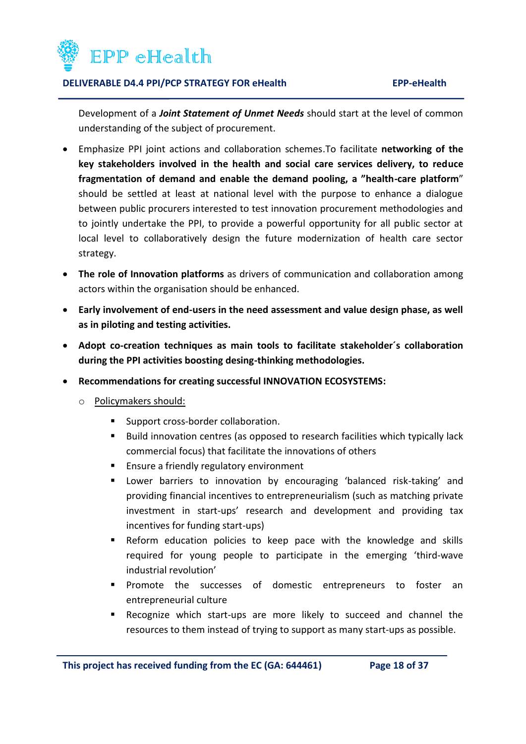Development of a ***Joint Statement of Unmet Needs*** should start at the level of common understanding of the subject of procurement.

- Emphasize PPI joint actions and collaboration schemes.To facilitate **networking of the key stakeholders involved in the health and social care services delivery, to reduce fragmentation of demand and enable the demand pooling, a "health-care platform**" should be settled at least at national level with the purpose to enhance a dialogue between public procurers interested to test innovation procurement methodologies and to jointly undertake the PPI, to provide a powerful opportunity for all public sector at local level to collaboratively design the future modernization of health care sector strategy.
- **The role of Innovation platforms** as drivers of communication and collaboration among actors within the organisation should be enhanced.
- **Early involvement of end-users in the need assessment and value design phase, as well as in piloting and testing activities.**
- **Adopt co-creation techniques as main tools to facilitate stakeholder´s collaboration during the PPI activities boosting desing-thinking methodologies.**
- **Recommendations for creating successful INNOVATION ECOSYSTEMS:**
  - <u>Policymakers should:</u>
    - Support cross-border collaboration.
    - Build innovation centres (as opposed to research facilities which typically lack commercial focus) that facilitate the innovations of others
    - Ensure a friendly regulatory environment
    - Lower barriers to innovation by encouraging 'balanced risk-taking' and providing financial incentives to entrepreneurialism (such as matching private investment in start-ups' research and development and providing tax incentives for funding start-ups)
    - Reform education policies to keep pace with the knowledge and skills required for young people to participate in the emerging 'third-wave industrial revolution'
    - Promote the successes of domestic entrepreneurs to foster an entrepreneurial culture
    - Recognize which start-ups are more likely to succeed and channel the resources to them instead of trying to support as many start-ups as possible.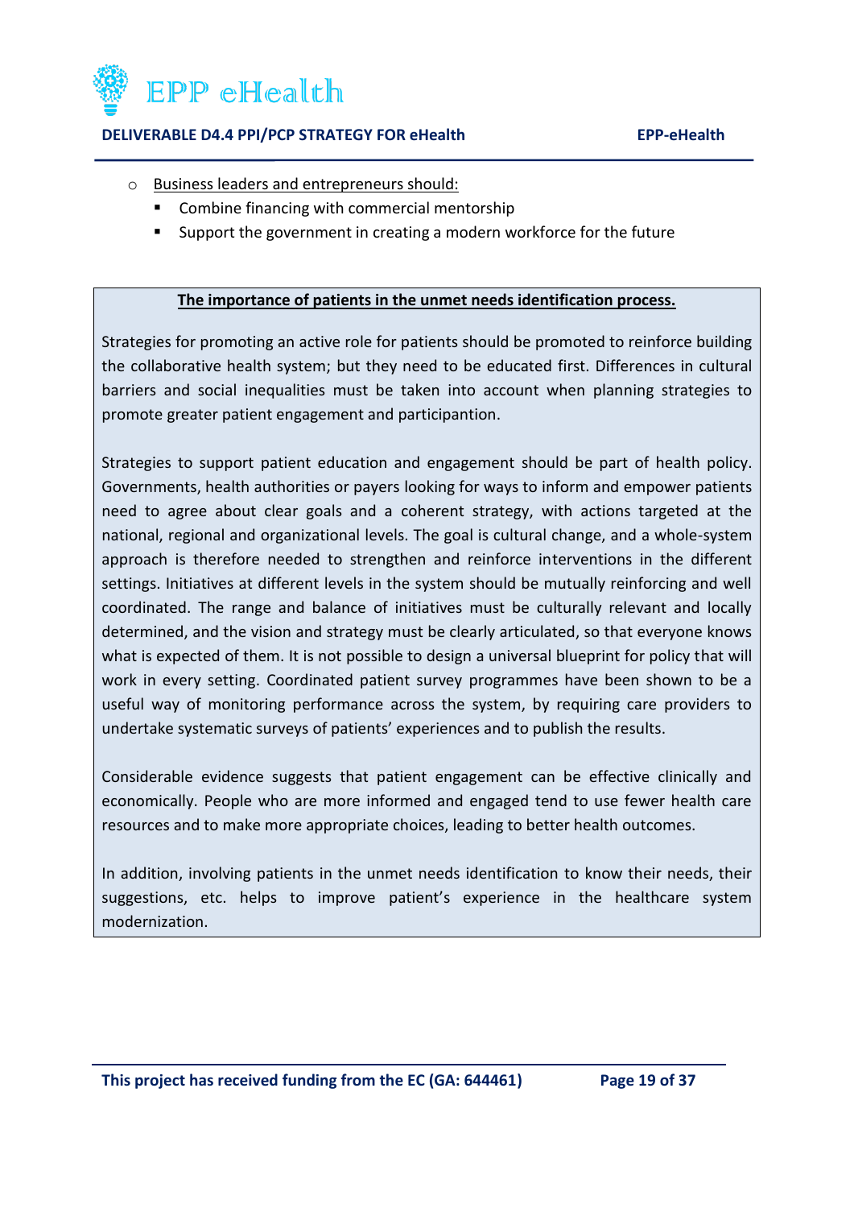- Business leaders and entrepreneurs should:
  - Combine financing with commercial mentorship
  - Support the government in creating a modern workforce for the future

**The importance of patients in the unmet needs identification process.**

Strategies for promoting an active role for patients should be promoted to reinforce building the collaborative health system; but they need to be educated first. Differences in cultural barriers and social inequalities must be taken into account when planning strategies to promote greater patient engagement and participantion.

Strategies to support patient education and engagement should be part of health policy. Governments, health authorities or payers looking for ways to inform and empower patients need to agree about clear goals and a coherent strategy, with actions targeted at the national, regional and organizational levels. The goal is cultural change, and a whole-system approach is therefore needed to strengthen and reinforce interventions in the different settings. Initiatives at different levels in the system should be mutually reinforcing and well coordinated. The range and balance of initiatives must be culturally relevant and locally determined, and the vision and strategy must be clearly articulated, so that everyone knows what is expected of them. It is not possible to design a universal blueprint for policy that will work in every setting. Coordinated patient survey programmes have been shown to be a useful way of monitoring performance across the system, by requiring care providers to undertake systematic surveys of patients' experiences and to publish the results.

Considerable evidence suggests that patient engagement can be effective clinically and economically. People who are more informed and engaged tend to use fewer health care resources and to make more appropriate choices, leading to better health outcomes.

In addition, involving patients in the unmet needs identification to know their needs, their suggestions, etc. helps to improve patient's experience in the healthcare system modernization.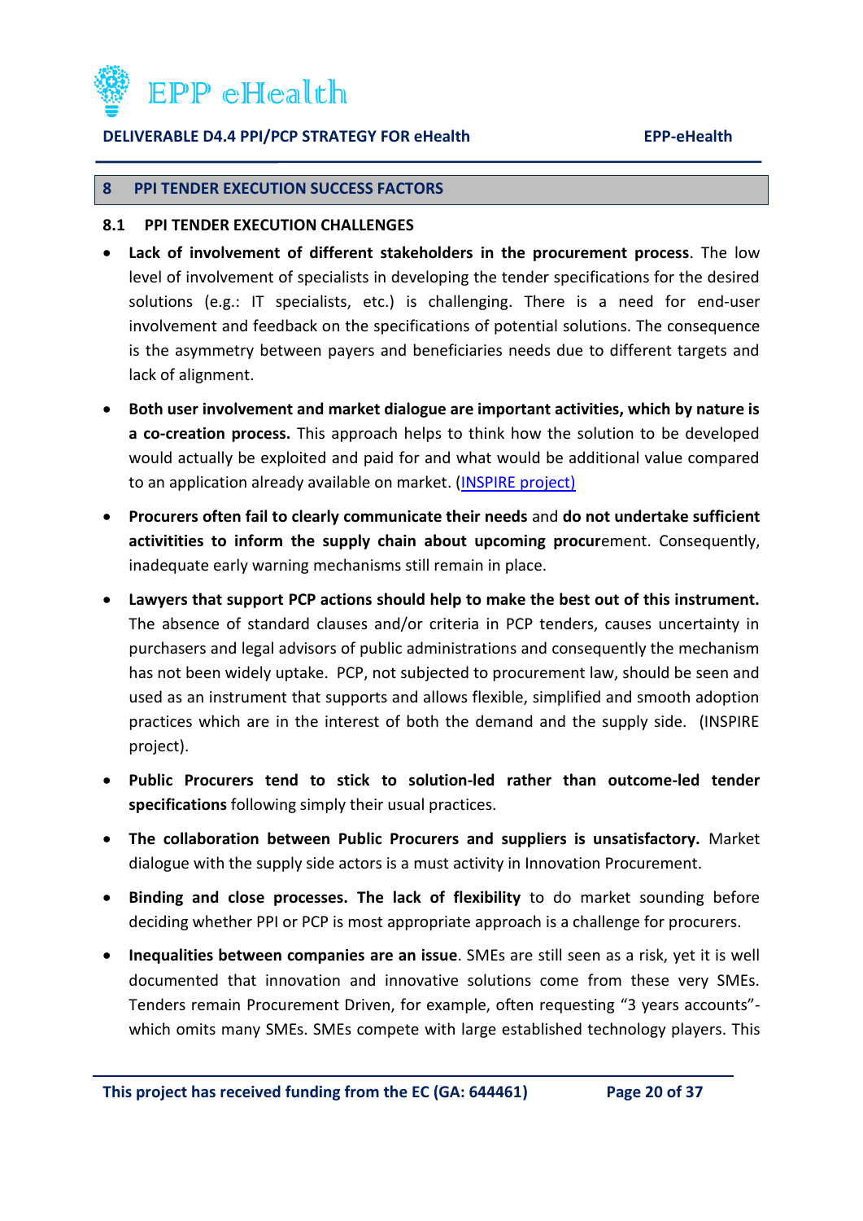## 8 PPI TENDER EXECUTION SUCCESS FACTORS

### 8.1 PPI TENDER EXECUTION CHALLENGES

- **Lack of involvement of different stakeholders in the procurement process**. The low level of involvement of specialists in developing the tender specifications for the desired solutions (e.g.: IT specialists, etc.) is challenging. There is a need for end-user involvement and feedback on the specifications of potential solutions. The consequence is the asymmetry between payers and beneficiaries needs due to different targets and lack of alignment.
- **Both user involvement and market dialogue are important activities, which by nature is a co-creation process.** This approach helps to think how the solution to be developed would actually be exploited and paid for and what would be additional value compared to an application already available on market. (INSPIRE project)
- **Procurers often fail to clearly communicate their needs** and **do not undertake sufficient activitities to inform the supply chain about upcoming procur**ement. Consequently, inadequate early warning mechanisms still remain in place.
- **Lawyers that support PCP actions should help to make the best out of this instrument.** The absence of standard clauses and/or criteria in PCP tenders, causes uncertainty in purchasers and legal advisors of public administrations and consequently the mechanism has not been widely uptake. PCP, not subjected to procurement law, should be seen and used as an instrument that supports and allows flexible, simplified and smooth adoption practices which are in the interest of both the demand and the supply side. (INSPIRE project).
- **Public Procurers tend to stick to solution-led rather than outcome-led tender specifications** following simply their usual practices.
- **The collaboration between Public Procurers and suppliers is unsatisfactory.** Market dialogue with the supply side actors is a must activity in Innovation Procurement.
- **Binding and close processes. The lack of flexibility** to do market sounding before deciding whether PPI or PCP is most appropriate approach is a challenge for procurers.
- **Inequalities between companies are an issue**. SMEs are still seen as a risk, yet it is well documented that innovation and innovative solutions come from these very SMEs. Tenders remain Procurement Driven, for example, often requesting "3 years accounts"- which omits many SMEs. SMEs compete with large established technology players. This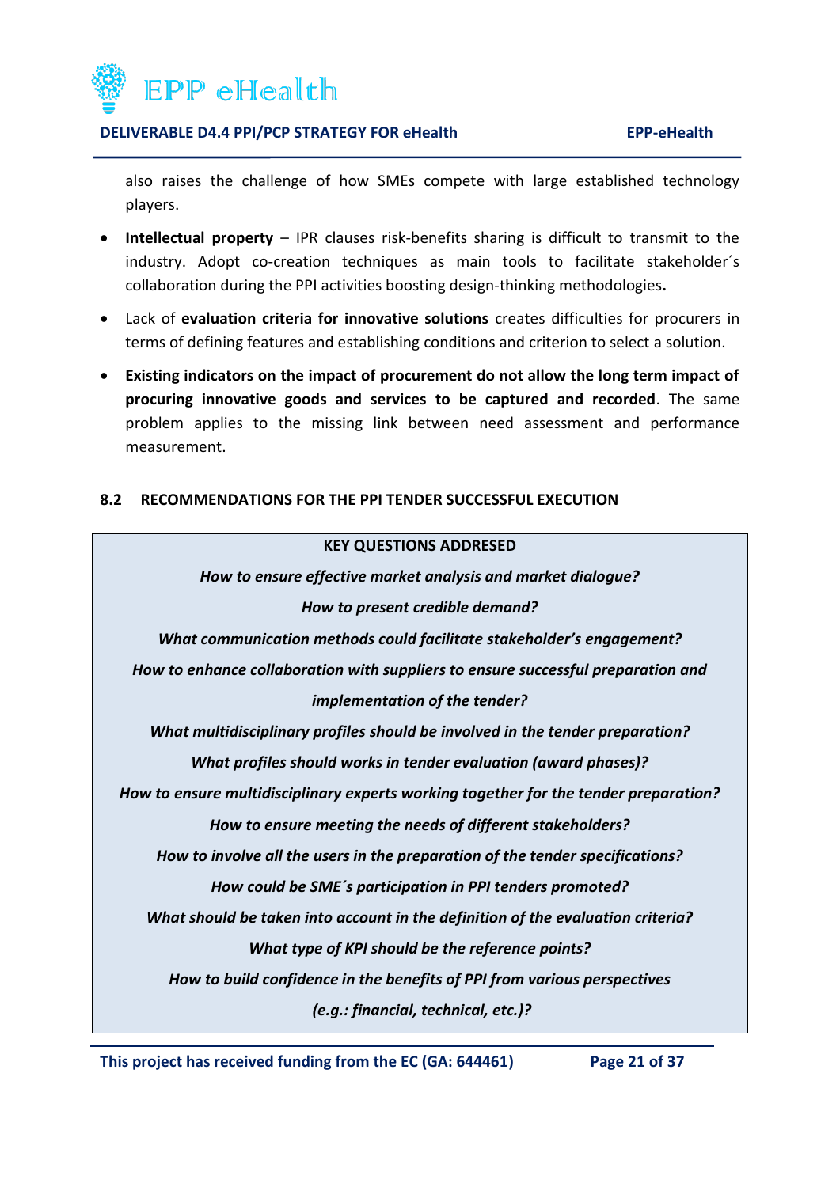also raises the challenge of how SMEs compete with large established technology players.

- **Intellectual property** – IPR clauses risk-benefits sharing is difficult to transmit to the industry. Adopt co-creation techniques as main tools to facilitate stakeholder´s collaboration during the PPI activities boosting design-thinking methodologies**.**
- Lack of **evaluation criteria for innovative solutions** creates difficulties for procurers in terms of defining features and establishing conditions and criterion to select a solution.
- **Existing indicators on the impact of procurement do not allow the long term impact of procuring innovative goods and services to be captured and recorded**. The same problem applies to the missing link between need assessment and performance measurement.

### 8.2 RECOMMENDATIONS FOR THE PPI TENDER SUCCESSFUL EXECUTION

| KEY QUESTIONS ADDRESED |
|---|
| ***How to ensure effective market analysis and market dialogue?*** |
| ***How to present credible demand?*** |
| ***What communication methods could facilitate stakeholder's engagement?*** |
| ***How to enhance collaboration with suppliers to ensure successful preparation and implementation of the tender?*** |
| ***What multidisciplinary profiles should be involved in the tender preparation?*** |
| ***What profiles should works in tender evaluation (award phases)?*** |
| ***How to ensure multidisciplinary experts working together for the tender preparation?*** |
| ***How to ensure meeting the needs of different stakeholders?*** |
| ***How to involve all the users in the preparation of the tender specifications?*** |
| ***How could be SME´s participation in PPI tenders promoted?*** |
| ***What should be taken into account in the definition of the evaluation criteria?*** |
| ***What type of KPI should be the reference points?*** |
| ***How to build confidence in the benefits of PPI from various perspectives (e.g.: financial, technical, etc.)?*** |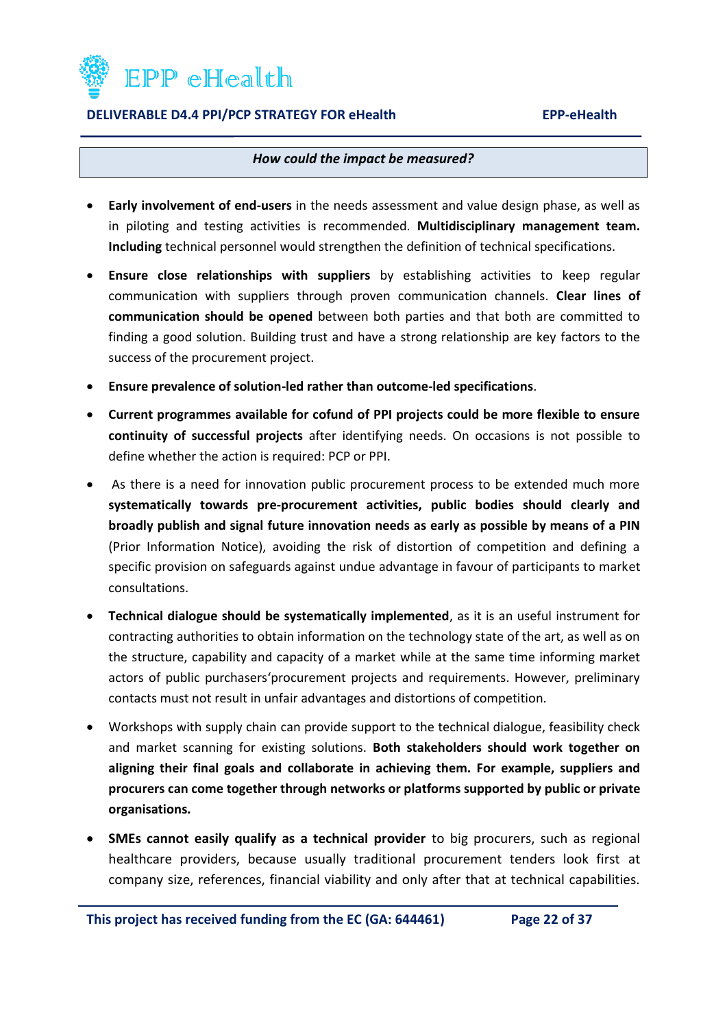*How could the impact be measured?*

- **Early involvement of end-users** in the needs assessment and value design phase, as well as in piloting and testing activities is recommended. **Multidisciplinary management team. Including** technical personnel would strengthen the definition of technical specifications.

- **Ensure close relationships with suppliers** by establishing activities to keep regular communication with suppliers through proven communication channels. **Clear lines of communication should be opened** between both parties and that both are committed to finding a good solution. Building trust and have a strong relationship are key factors to the success of the procurement project.

- **Ensure prevalence of solution-led rather than outcome-led specifications**.

- **Current programmes available for cofund of PPI projects could be more flexible to ensure continuity of successful projects** after identifying needs. On occasions is not possible to define whether the action is required: PCP or PPI.

- As there is a need for innovation public procurement process to be extended much more **systematically towards pre-procurement activities, public bodies should clearly and broadly publish and signal future innovation needs as early as possible by means of a PIN** (Prior Information Notice), avoiding the risk of distortion of competition and defining a specific provision on safeguards against undue advantage in favour of participants to market consultations.

- **Technical dialogue should be systematically implemented**, as it is an useful instrument for contracting authorities to obtain information on the technology state of the art, as well as on the structure, capability and capacity of a market while at the same time informing market actors of public purchasers'procurement projects and requirements. However, preliminary contacts must not result in unfair advantages and distortions of competition.

- Workshops with supply chain can provide support to the technical dialogue, feasibility check and market scanning for existing solutions. **Both stakeholders should work together on aligning their final goals and collaborate in achieving them. For example, suppliers and procurers can come together through networks or platforms supported by public or private organisations.**

- **SMEs cannot easily qualify as a technical provider** to big procurers, such as regional healthcare providers, because usually traditional procurement tenders look first at company size, references, financial viability and only after that at technical capabilities.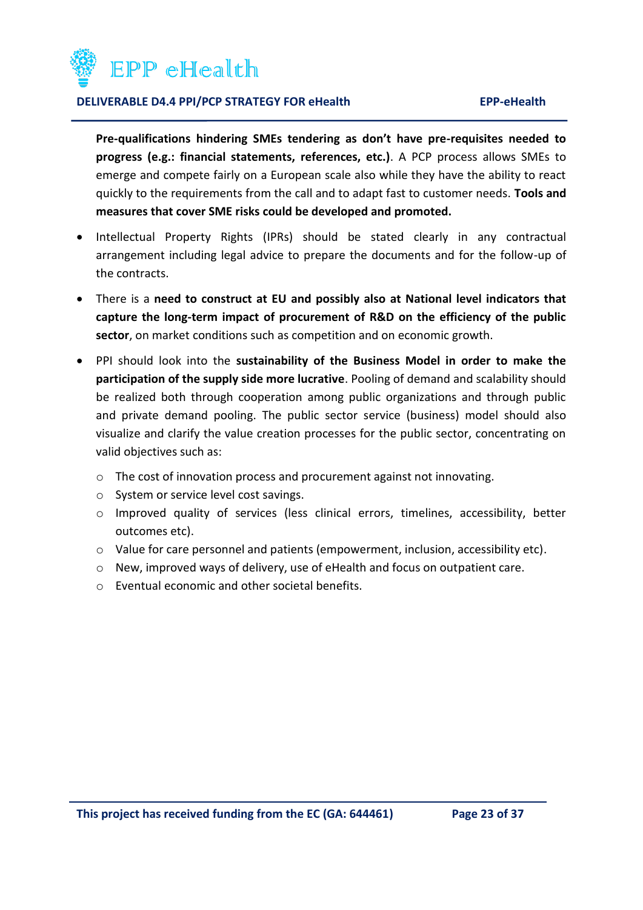**Pre-qualifications hindering SMEs tendering as don't have pre-requisites needed to progress (e.g.: financial statements, references, etc.)**. A PCP process allows SMEs to emerge and compete fairly on a European scale also while they have the ability to react quickly to the requirements from the call and to adapt fast to customer needs. **Tools and measures that cover SME risks could be developed and promoted.**

- Intellectual Property Rights (IPRs) should be stated clearly in any contractual arrangement including legal advice to prepare the documents and for the follow-up of the contracts.
- There is a **need to construct at EU and possibly also at National level indicators that capture the long-term impact of procurement of R&D on the efficiency of the public sector**, on market conditions such as competition and on economic growth.
- PPI should look into the **sustainability of the Business Model in order to make the participation of the supply side more lucrative**. Pooling of demand and scalability should be realized both through cooperation among public organizations and through public and private demand pooling. The public sector service (business) model should also visualize and clarify the value creation processes for the public sector, concentrating on valid objectives such as:
    - The cost of innovation process and procurement against not innovating.
    - System or service level cost savings.
    - Improved quality of services (less clinical errors, timelines, accessibility, better outcomes etc).
    - Value for care personnel and patients (empowerment, inclusion, accessibility etc).
    - New, improved ways of delivery, use of eHealth and focus on outpatient care.
    - Eventual economic and other societal benefits.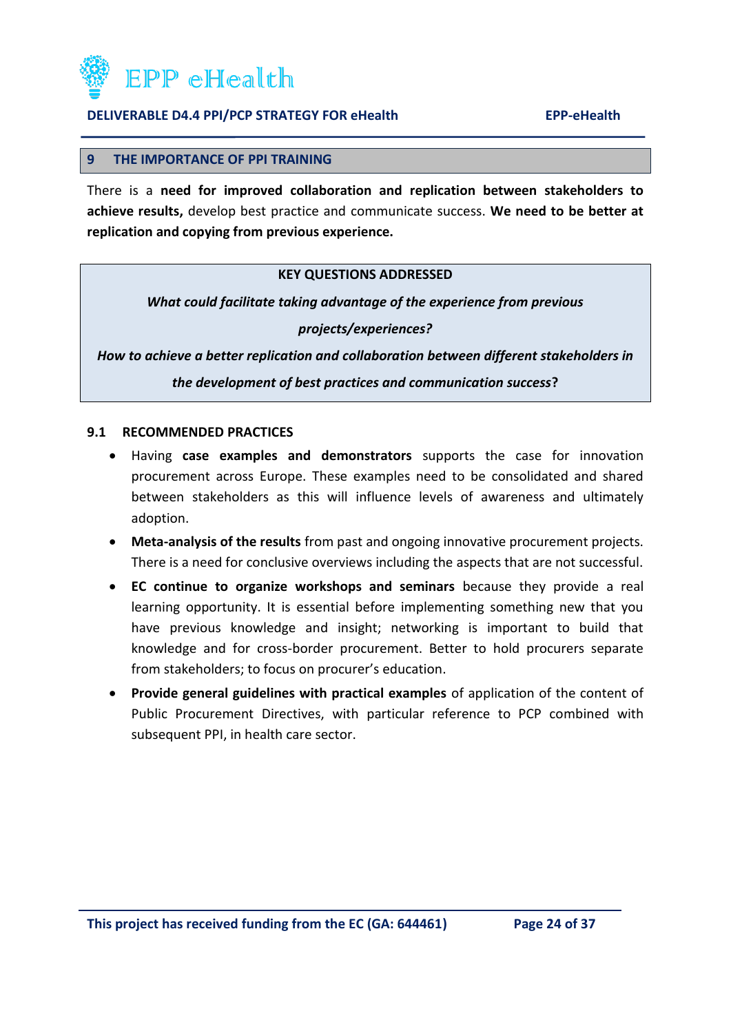## 9 THE IMPORTANCE OF PPI TRAINING

There is a **need for improved collaboration and replication between stakeholders to achieve results,** develop best practice and communicate success. **We need to be better at replication and copying from previous experience.**

**KEY QUESTIONS ADDRESSED**

***What could facilitate taking advantage of the experience from previous projects/experiences?***

***How to achieve a better replication and collaboration between different stakeholders in the development of best practices and communication success*?**

### 9.1 RECOMMENDED PRACTICES

- Having **case examples and demonstrators** supports the case for innovation procurement across Europe. These examples need to be consolidated and shared between stakeholders as this will influence levels of awareness and ultimately adoption.
- **Meta-analysis of the results** from past and ongoing innovative procurement projects. There is a need for conclusive overviews including the aspects that are not successful.
- **EC continue to organize workshops and seminars** because they provide a real learning opportunity. It is essential before implementing something new that you have previous knowledge and insight; networking is important to build that knowledge and for cross-border procurement. Better to hold procurers separate from stakeholders; to focus on procurer's education.
- **Provide general guidelines with practical examples** of application of the content of Public Procurement Directives, with particular reference to PCP combined with subsequent PPI, in health care sector.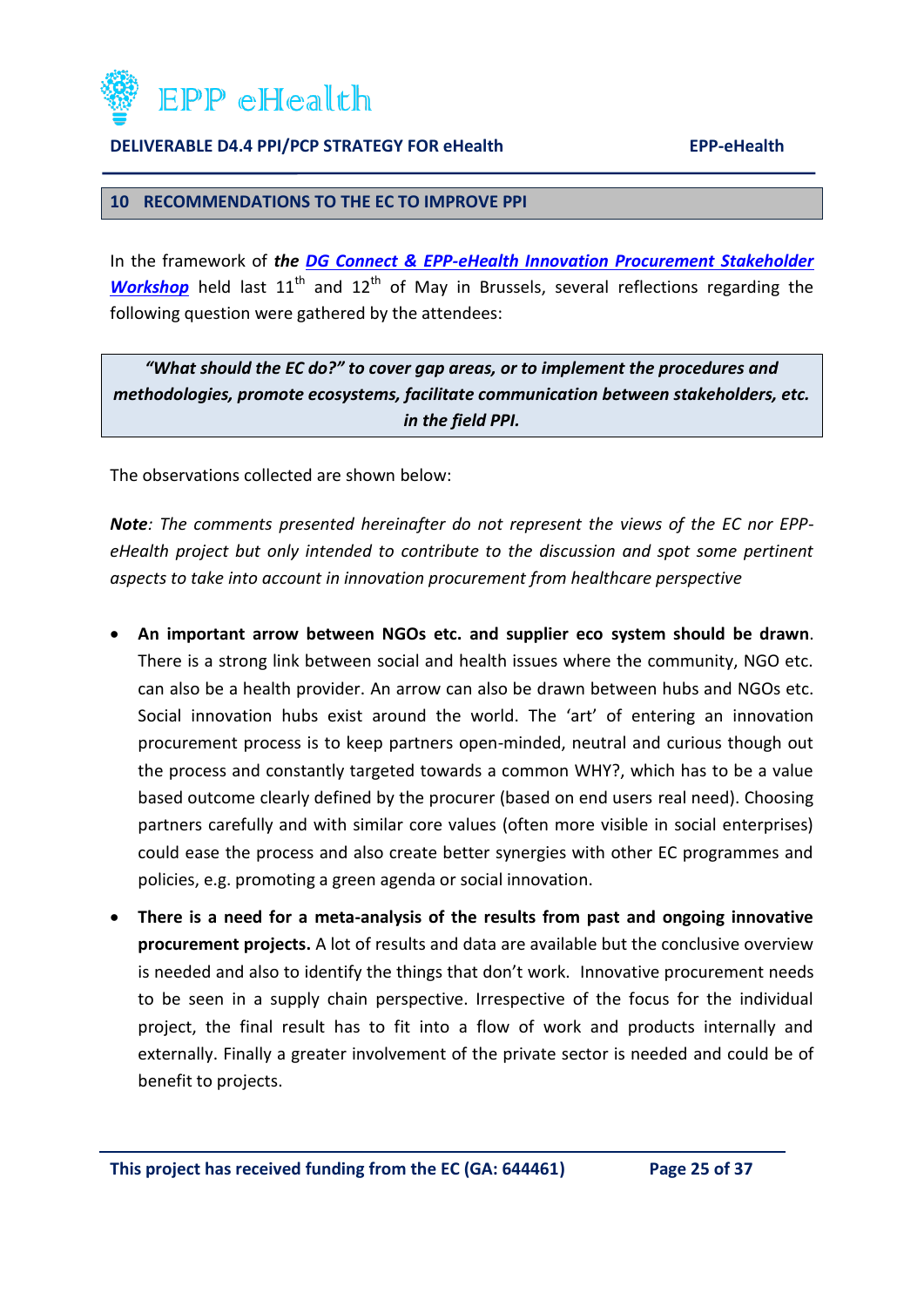## 10 RECOMMENDATIONS TO THE EC TO IMPROVE PPI

In the framework of ***the DG Connect & EPP-eHealth Innovation Procurement Stakeholder Workshop*** held last 11th and 12th of May in Brussels, several reflections regarding the following question were gathered by the attendees:

> ***"What should the EC do?" to cover gap areas, or to implement the procedures and methodologies, promote ecosystems, facilitate communication between stakeholders, etc. in the field PPI.***

The observations collected are shown below:

***Note****: The comments presented hereinafter do not represent the views of the EC nor EPP-eHealth project but only intended to contribute to the discussion and spot some pertinent aspects to take into account in innovation procurement from healthcare perspective*

- **An important arrow between NGOs etc. and supplier eco system should be drawn**. There is a strong link between social and health issues where the community, NGO etc. can also be a health provider. An arrow can also be drawn between hubs and NGOs etc. Social innovation hubs exist around the world. The 'art' of entering an innovation procurement process is to keep partners open-minded, neutral and curious though out the process and constantly targeted towards a common WHY?, which has to be a value based outcome clearly defined by the procurer (based on end users real need). Choosing partners carefully and with similar core values (often more visible in social enterprises) could ease the process and also create better synergies with other EC programmes and policies, e.g. promoting a green agenda or social innovation.
- **There is a need for a meta-analysis of the results from past and ongoing innovative procurement projects.** A lot of results and data are available but the conclusive overview is needed and also to identify the things that don't work. Innovative procurement needs to be seen in a supply chain perspective. Irrespective of the focus for the individual project, the final result has to fit into a flow of work and products internally and externally. Finally a greater involvement of the private sector is needed and could be of benefit to projects.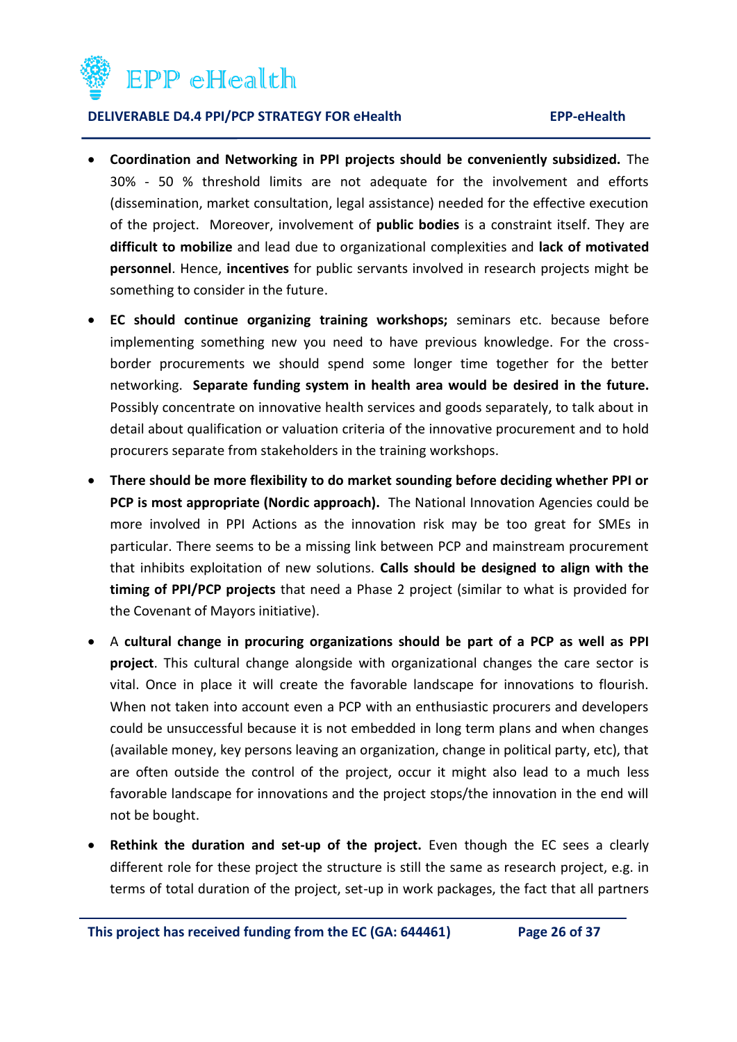- **Coordination and Networking in PPI projects should be conveniently subsidized.** The 30% - 50 % threshold limits are not adequate for the involvement and efforts (dissemination, market consultation, legal assistance) needed for the effective execution of the project. Moreover, involvement of **public bodies** is a constraint itself. They are **difficult to mobilize** and lead due to organizational complexities and **lack of motivated personnel**. Hence, **incentives** for public servants involved in research projects might be something to consider in the future.

- **EC should continue organizing training workshops;** seminars etc. because before implementing something new you need to have previous knowledge. For the cross-border procurements we should spend some longer time together for the better networking. **Separate funding system in health area would be desired in the future.** Possibly concentrate on innovative health services and goods separately, to talk about in detail about qualification or valuation criteria of the innovative procurement and to hold procurers separate from stakeholders in the training workshops.

- **There should be more flexibility to do market sounding before deciding whether PPI or PCP is most appropriate (Nordic approach).** The National Innovation Agencies could be more involved in PPI Actions as the innovation risk may be too great for SMEs in particular. There seems to be a missing link between PCP and mainstream procurement that inhibits exploitation of new solutions. **Calls should be designed to align with the timing of PPI/PCP projects** that need a Phase 2 project (similar to what is provided for the Covenant of Mayors initiative).

- A **cultural change in procuring organizations should be part of a PCP as well as PPI project**. This cultural change alongside with organizational changes the care sector is vital. Once in place it will create the favorable landscape for innovations to flourish. When not taken into account even a PCP with an enthusiastic procurers and developers could be unsuccessful because it is not embedded in long term plans and when changes (available money, key persons leaving an organization, change in political party, etc), that are often outside the control of the project, occur it might also lead to a much less favorable landscape for innovations and the project stops/the innovation in the end will not be bought.

- **Rethink the duration and set-up of the project.** Even though the EC sees a clearly different role for these project the structure is still the same as research project, e.g. in terms of total duration of the project, set-up in work packages, the fact that all partners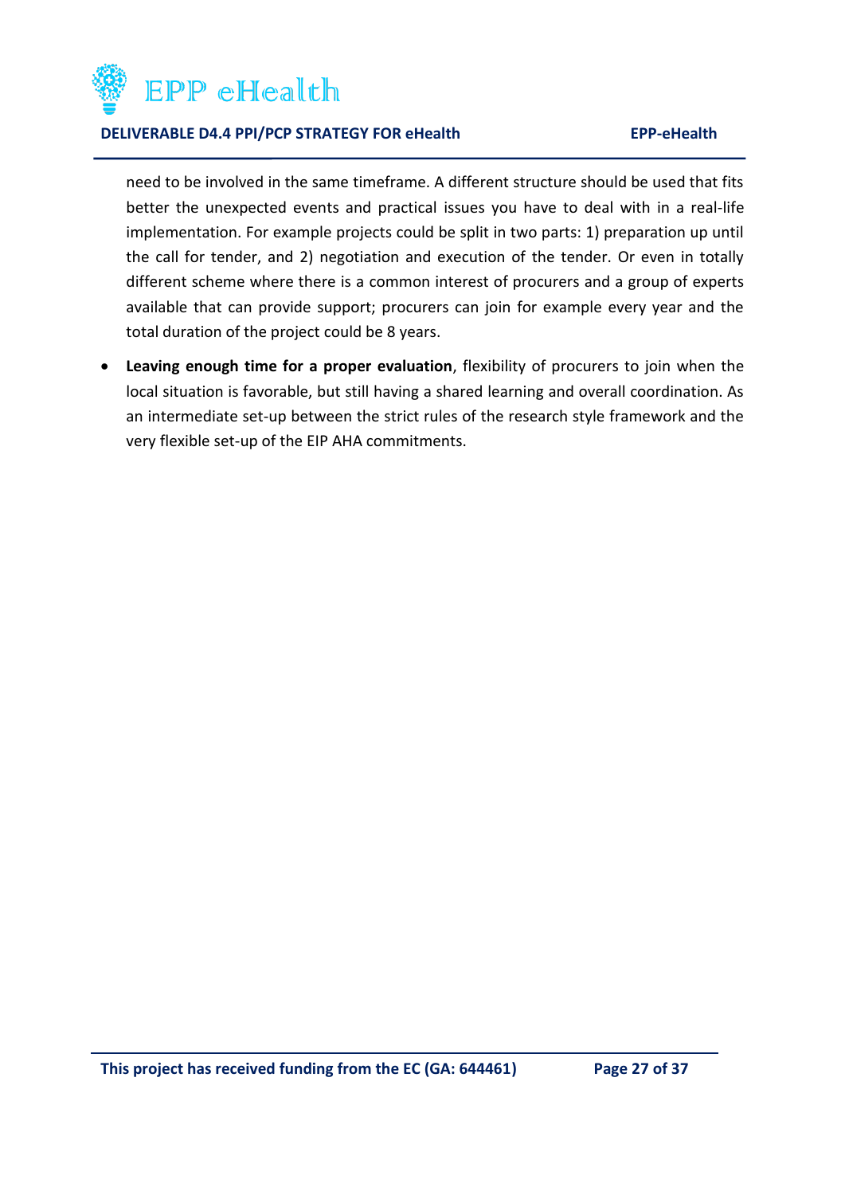need to be involved in the same timeframe. A different structure should be used that fits better the unexpected events and practical issues you have to deal with in a real-life implementation. For example projects could be split in two parts: 1) preparation up until the call for tender, and 2) negotiation and execution of the tender. Or even in totally different scheme where there is a common interest of procurers and a group of experts available that can provide support; procurers can join for example every year and the total duration of the project could be 8 years.

- **Leaving enough time for a proper evaluation**, flexibility of procurers to join when the local situation is favorable, but still having a shared learning and overall coordination. As an intermediate set-up between the strict rules of the research style framework and the very flexible set-up of the EIP AHA commitments.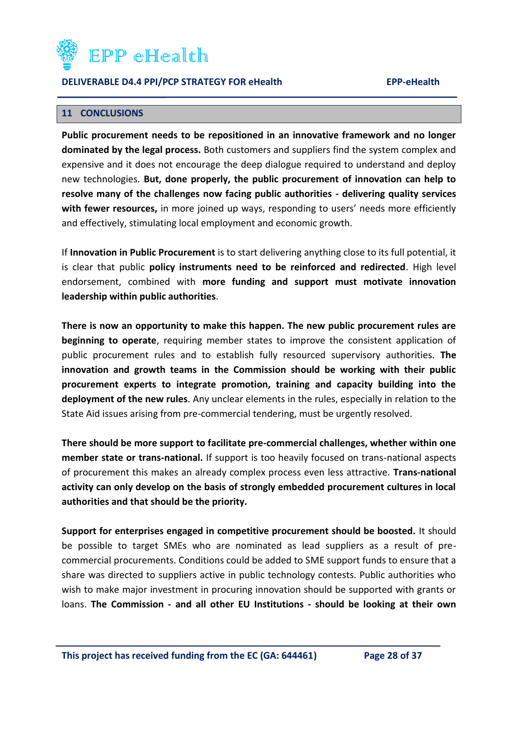## 11 CONCLUSIONS

**Public procurement needs to be repositioned in an innovative framework and no longer dominated by the legal process.** Both customers and suppliers find the system complex and expensive and it does not encourage the deep dialogue required to understand and deploy new technologies. **But, done properly, the public procurement of innovation can help to resolve many of the challenges now facing public authorities - delivering quality services with fewer resources,** in more joined up ways, responding to users' needs more efficiently and effectively, stimulating local employment and economic growth.

If **Innovation in Public Procurement** is to start delivering anything close to its full potential, it is clear that public **policy instruments need to be reinforced and redirected**. High level endorsement, combined with **more funding and support must motivate innovation leadership within public authorities**.

**There is now an opportunity to make this happen. The new public procurement rules are beginning to operate**, requiring member states to improve the consistent application of public procurement rules and to establish fully resourced supervisory authorities. **The innovation and growth teams in the Commission should be working with their public procurement experts to integrate promotion, training and capacity building into the deployment of the new rules**. Any unclear elements in the rules, especially in relation to the State Aid issues arising from pre-commercial tendering, must be urgently resolved.

**There should be more support to facilitate pre-commercial challenges, whether within one member state or trans-national.** If support is too heavily focused on trans-national aspects of procurement this makes an already complex process even less attractive. **Trans-national activity can only develop on the basis of strongly embedded procurement cultures in local authorities and that should be the priority.**

**Support for enterprises engaged in competitive procurement should be boosted.** It should be possible to target SMEs who are nominated as lead suppliers as a result of pre-commercial procurements. Conditions could be added to SME support funds to ensure that a share was directed to suppliers active in public technology contests. Public authorities who wish to make major investment in procuring innovation should be supported with grants or loans. **The Commission - and all other EU Institutions - should be looking at their own**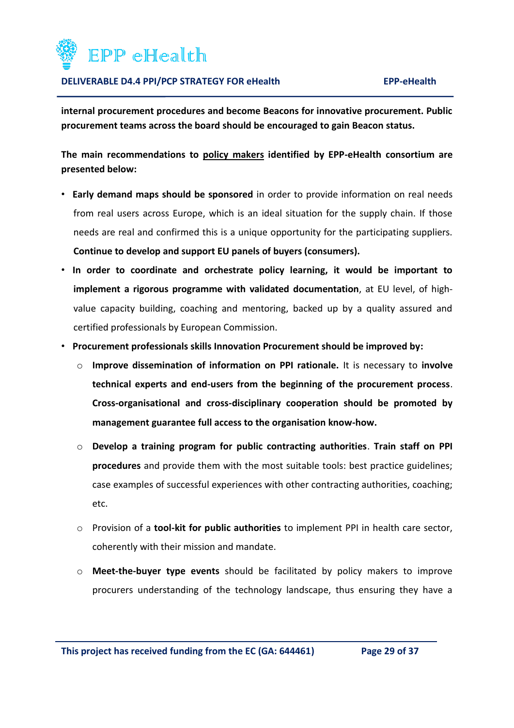**internal procurement procedures and become Beacons for innovative procurement. Public procurement teams across the board should be encouraged to gain Beacon status.**

**The main recommendations to <u>policy makers</u> identified by EPP-eHealth consortium are presented below:**

- **Early demand maps should be sponsored** in order to provide information on real needs from real users across Europe, which is an ideal situation for the supply chain. If those needs are real and confirmed this is a unique opportunity for the participating suppliers. **Continue to develop and support EU panels of buyers (consumers).**
- **In order to coordinate and orchestrate policy learning, it would be important to implement a rigorous programme with validated documentation**, at EU level, of high-value capacity building, coaching and mentoring, backed up by a quality assured and certified professionals by European Commission.
- **Procurement professionals skills Innovation Procurement should be improved by:**
  - **Improve dissemination of information on PPI rationale.** It is necessary to **involve technical experts and end-users from the beginning of the procurement process**. **Cross-organisational and cross-disciplinary cooperation should be promoted by management guarantee full access to the organisation know-how.**
  - **Develop a training program for public contracting authorities**. **Train staff on PPI procedures** and provide them with the most suitable tools: best practice guidelines; case examples of successful experiences with other contracting authorities, coaching; etc.
  - Provision of a **tool-kit for public authorities** to implement PPI in health care sector, coherently with their mission and mandate.
  - **Meet-the-buyer type events** should be facilitated by policy makers to improve procurers understanding of the technology landscape, thus ensuring they have a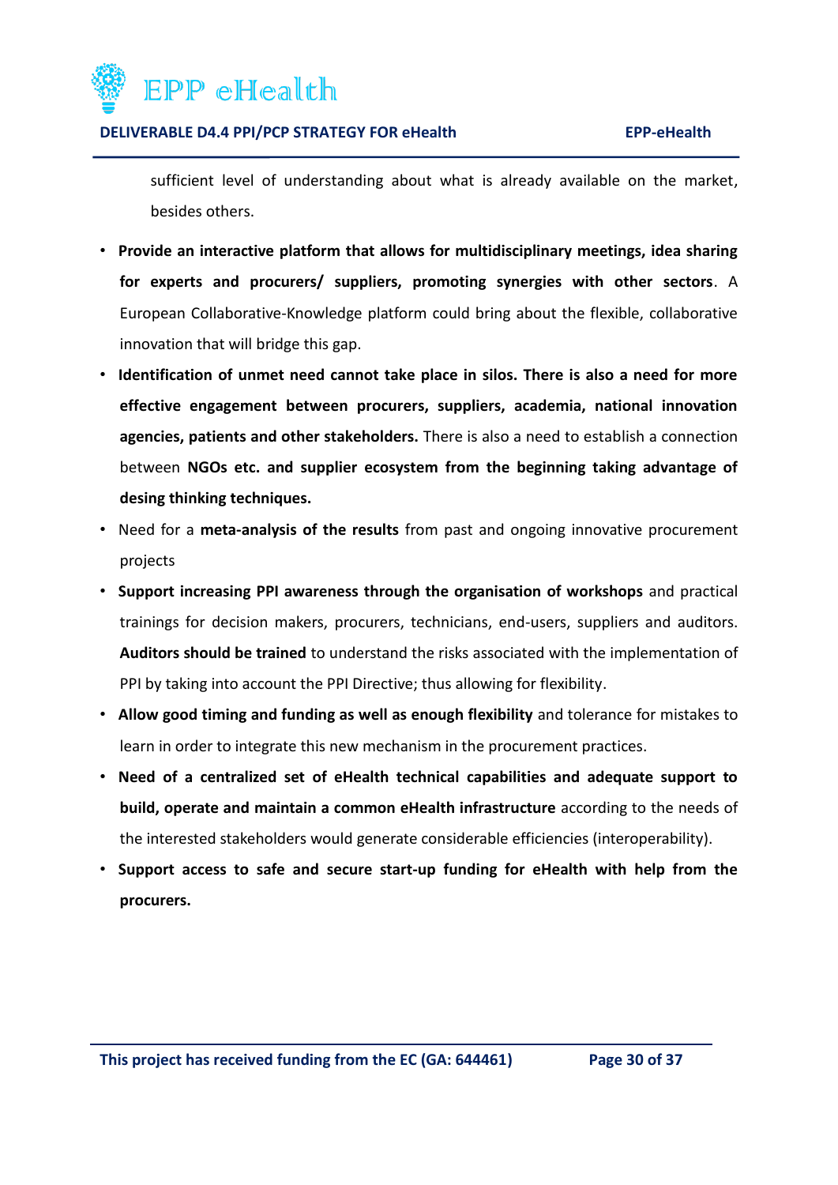sufficient level of understanding about what is already available on the market, besides others.

- **Provide an interactive platform that allows for multidisciplinary meetings, idea sharing for experts and procurers/ suppliers, promoting synergies with other sectors**. A European Collaborative-Knowledge platform could bring about the flexible, collaborative innovation that will bridge this gap.
- **Identification of unmet need cannot take place in silos. There is also a need for more effective engagement between procurers, suppliers, academia, national innovation agencies, patients and other stakeholders.** There is also a need to establish a connection between **NGOs etc. and supplier ecosystem from the beginning taking advantage of desing thinking techniques.**
- Need for a **meta-analysis of the results** from past and ongoing innovative procurement projects
- **Support increasing PPI awareness through the organisation of workshops** and practical trainings for decision makers, procurers, technicians, end-users, suppliers and auditors. **Auditors should be trained** to understand the risks associated with the implementation of PPI by taking into account the PPI Directive; thus allowing for flexibility.
- **Allow good timing and funding as well as enough flexibility** and tolerance for mistakes to learn in order to integrate this new mechanism in the procurement practices.
- **Need of a centralized set of eHealth technical capabilities and adequate support to build, operate and maintain a common eHealth infrastructure** according to the needs of the interested stakeholders would generate considerable efficiencies (interoperability).
- **Support access to safe and secure start-up funding for eHealth with help from the procurers.**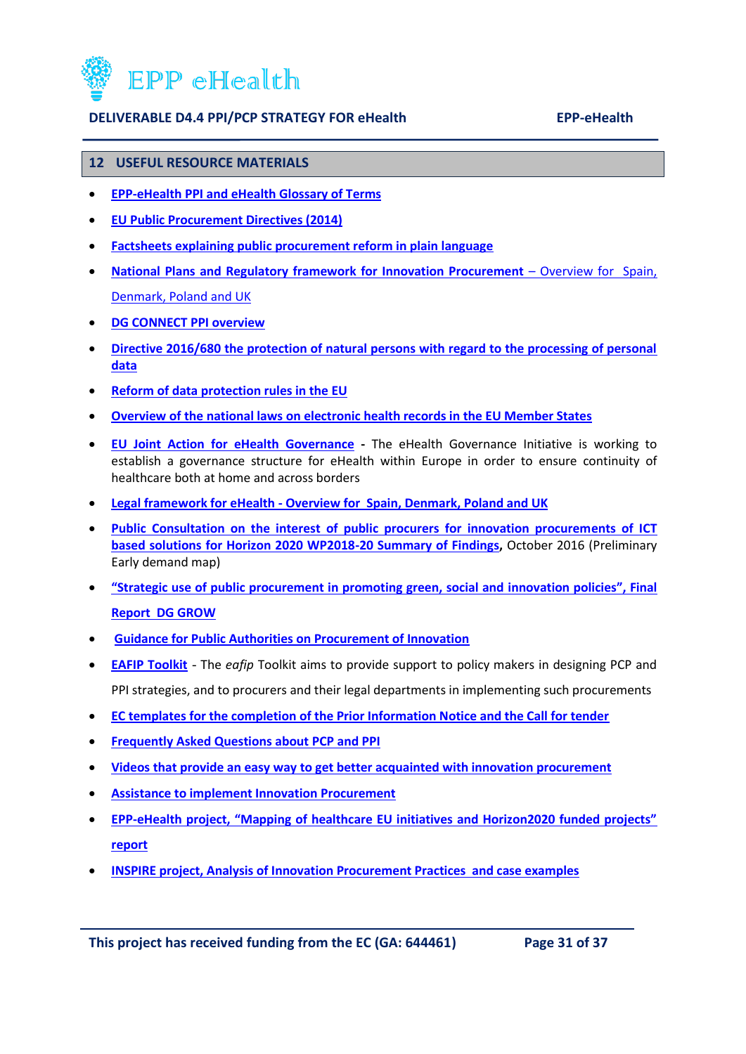## 12 USEFUL RESOURCE MATERIALS

- **EPP-eHealth PPI and eHealth Glossary of Terms**
- **EU Public Procurement Directives (2014)**
- **Factsheets explaining public procurement reform in plain language**
- **National Plans and Regulatory framework for Innovation Procurement** – Overview for Spain, Denmark, Poland and UK
- **DG CONNECT PPI overview**
- **Directive 2016/680 the protection of natural persons with regard to the processing of personal data**
- **Reform of data protection rules in the EU**
- **Overview of the national laws on electronic health records in the EU Member States**
- **EU Joint Action for eHealth Governance** - The eHealth Governance Initiative is working to establish a governance structure for eHealth within Europe in order to ensure continuity of healthcare both at home and across borders
- **Legal framework for eHealth - Overview for Spain, Denmark, Poland and UK**
- **Public Consultation on the interest of public procurers for innovation procurements of ICT based solutions for Horizon 2020 WP2018-20 Summary of Findings**, October 2016 (Preliminary Early demand map)
- **"Strategic use of public procurement in promoting green, social and innovation policies", Final Report DG GROW**
- **Guidance for Public Authorities on Procurement of Innovation**
- **EAFIP Toolkit** - The *eafip* Toolkit aims to provide support to policy makers in designing PCP and PPI strategies, and to procurers and their legal departments in implementing such procurements
- **EC templates for the completion of the Prior Information Notice and the Call for tender**
- **Frequently Asked Questions about PCP and PPI**
- **Videos that provide an easy way to get better acquainted with innovation procurement**
- **Assistance to implement Innovation Procurement**
- **EPP-eHealth project, "Mapping of healthcare EU initiatives and Horizon2020 funded projects" report**
- **INSPIRE project, Analysis of Innovation Procurement Practices and case examples**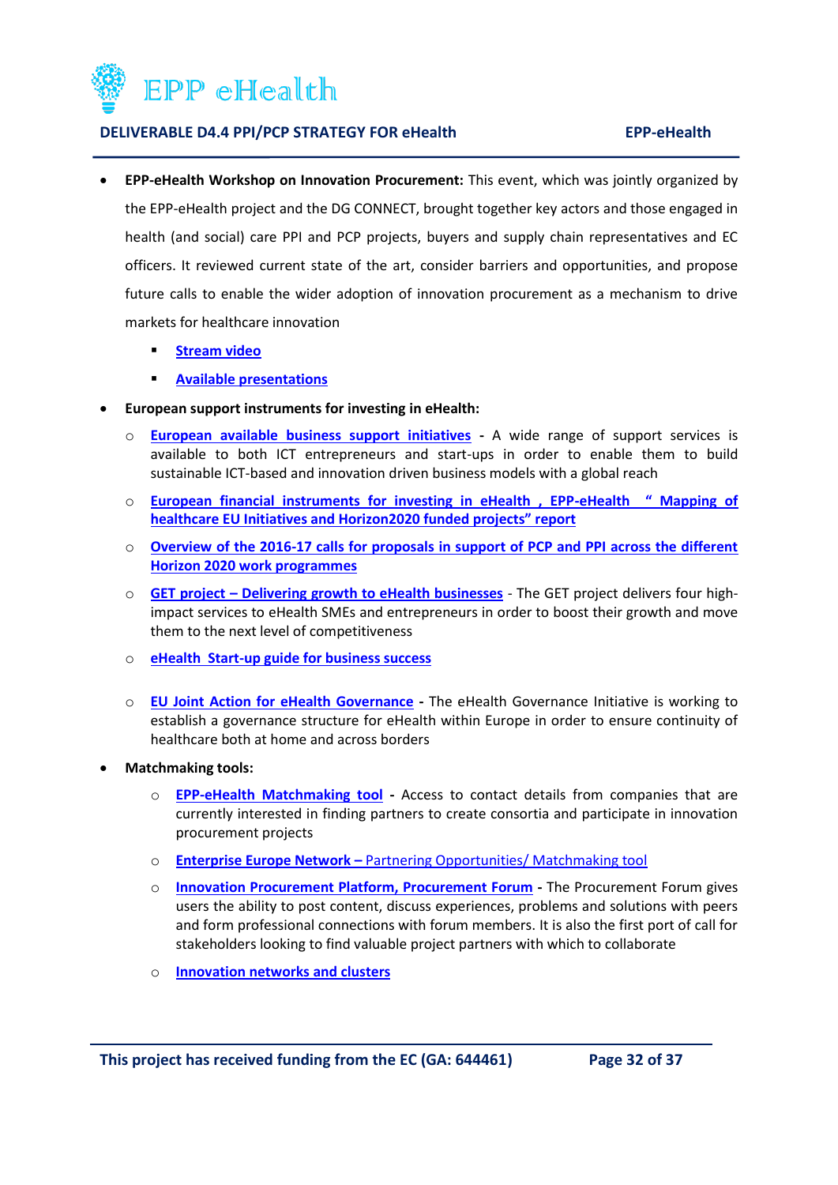- **EPP-eHealth Workshop on Innovation Procurement:** This event, which was jointly organized by the EPP-eHealth project and the DG CONNECT, brought together key actors and those engaged in health (and social) care PPI and PCP projects, buyers and supply chain representatives and EC officers. It reviewed current state of the art, consider barriers and opportunities, and propose future calls to enable the wider adoption of innovation procurement as a mechanism to drive markets for healthcare innovation
    - **Stream video**
    - **Available presentations**
- **European support instruments for investing in eHealth:**
    - **European available business support initiatives** - A wide range of support services is available to both ICT entrepreneurs and start-ups in order to enable them to build sustainable ICT-based and innovation driven business models with a global reach
    - **European financial instruments for investing in eHealth , EPP-eHealth " Mapping of healthcare EU Initiatives and Horizon2020 funded projects" report**
    - **Overview of the 2016-17 calls for proposals in support of PCP and PPI across the different Horizon 2020 work programmes**
    - **GET project – Delivering growth to eHealth businesses** - The GET project delivers four high-impact services to eHealth SMEs and entrepreneurs in order to boost their growth and move them to the next level of competitiveness
    - **eHealth Start-up guide for business success**
    - **EU Joint Action for eHealth Governance** - The eHealth Governance Initiative is working to establish a governance structure for eHealth within Europe in order to ensure continuity of healthcare both at home and across borders
- **Matchmaking tools:**
    - **EPP-eHealth Matchmaking tool** - Access to contact details from companies that are currently interested in finding partners to create consortia and participate in innovation procurement projects
    - **Enterprise Europe Network –** Partnering Opportunities/ Matchmaking tool
    - **Innovation Procurement Platform, Procurement Forum** - The Procurement Forum gives users the ability to post content, discuss experiences, problems and solutions with peers and form professional connections with forum members. It is also the first port of call for stakeholders looking to find valuable project partners with which to collaborate
    - **Innovation networks and clusters**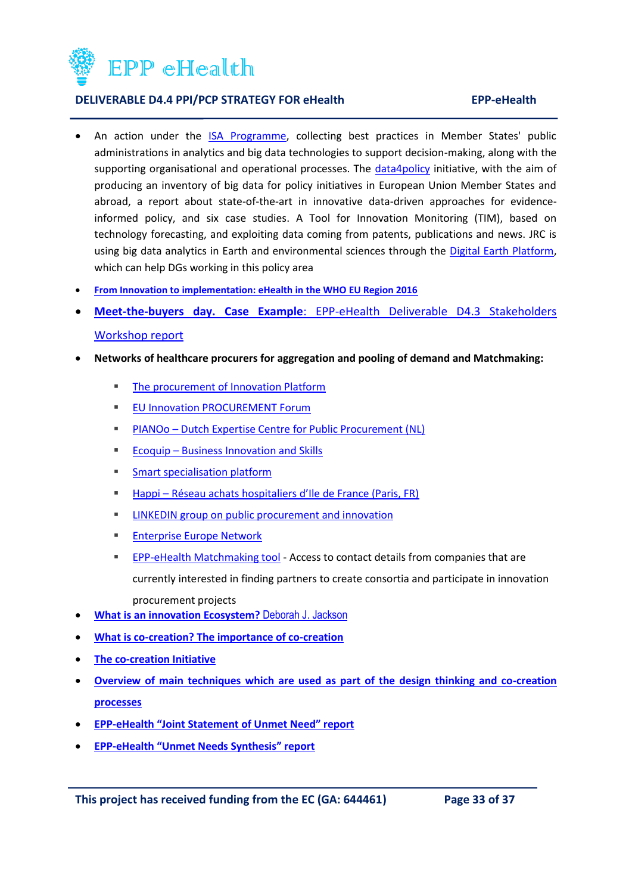- An action under the ISA Programme, collecting best practices in Member States' public administrations in analytics and big data technologies to support decision-making, along with the supporting organisational and operational processes. The data4policy initiative, with the aim of producing an inventory of big data for policy initiatives in European Union Member States and abroad, a report about state-of-the-art in innovative data-driven approaches for evidence-informed policy, and six case studies. A Tool for Innovation Monitoring (TIM), based on technology forecasting, and exploiting data coming from patents, publications and news. JRC is using big data analytics in Earth and environmental sciences through the Digital Earth Platform, which can help DGs working in this policy area
- **From Innovation to implementation: eHealth in the WHO EU Region 2016**
- **Meet-the-buyers day. Case Example**: EPP-eHealth Deliverable D4.3 Stakeholders Workshop report
- **Networks of healthcare procurers for aggregation and pooling of demand and Matchmaking:**
  - The procurement of Innovation Platform
  - EU Innovation PROCUREMENT Forum
  - PIANOo – Dutch Expertise Centre for Public Procurement (NL)
  - Ecoquip – Business Innovation and Skills
  - Smart specialisation platform
  - Happi – Réseau achats hospitaliers d'Ile de France (Paris, FR)
  - LINKEDIN group on public procurement and innovation
  - Enterprise Europe Network
  - EPP-eHealth Matchmaking tool - Access to contact details from companies that are currently interested in finding partners to create consortia and participate in innovation procurement projects
- **What is an innovation Ecosystem?** Deborah J. Jackson
- **What is co-creation? The importance of co-creation**
- **The co-creation Initiative**
- **Overview of main techniques which are used as part of the design thinking and co-creation processes**
- **EPP-eHealth "Joint Statement of Unmet Need" report**
- **EPP-eHealth "Unmet Needs Synthesis" report**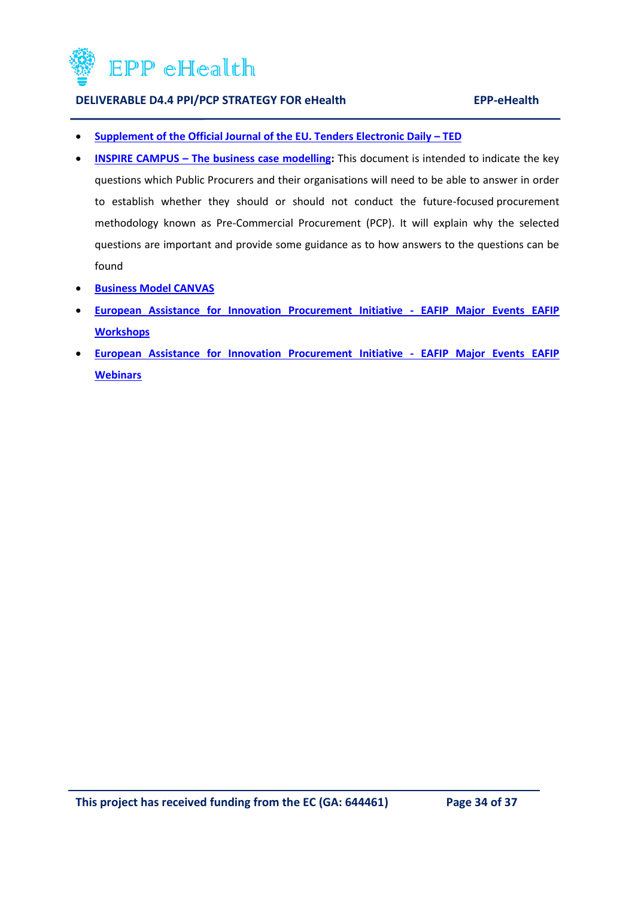- **Supplement of the Official Journal of the EU. Tenders Electronic Daily – TED**
- **INSPIRE CAMPUS – The business case modelling:** This document is intended to indicate the key questions which Public Procurers and their organisations will need to be able to answer in order to establish whether they should or should not conduct the future-focused procurement methodology known as Pre-Commercial Procurement (PCP). It will explain why the selected questions are important and provide some guidance as to how answers to the questions can be found
- **Business Model CANVAS**
- **European Assistance for Innovation Procurement Initiative - EAFIP Major Events EAFIP Workshops**
- **European Assistance for Innovation Procurement Initiative - EAFIP Major Events EAFIP Webinars**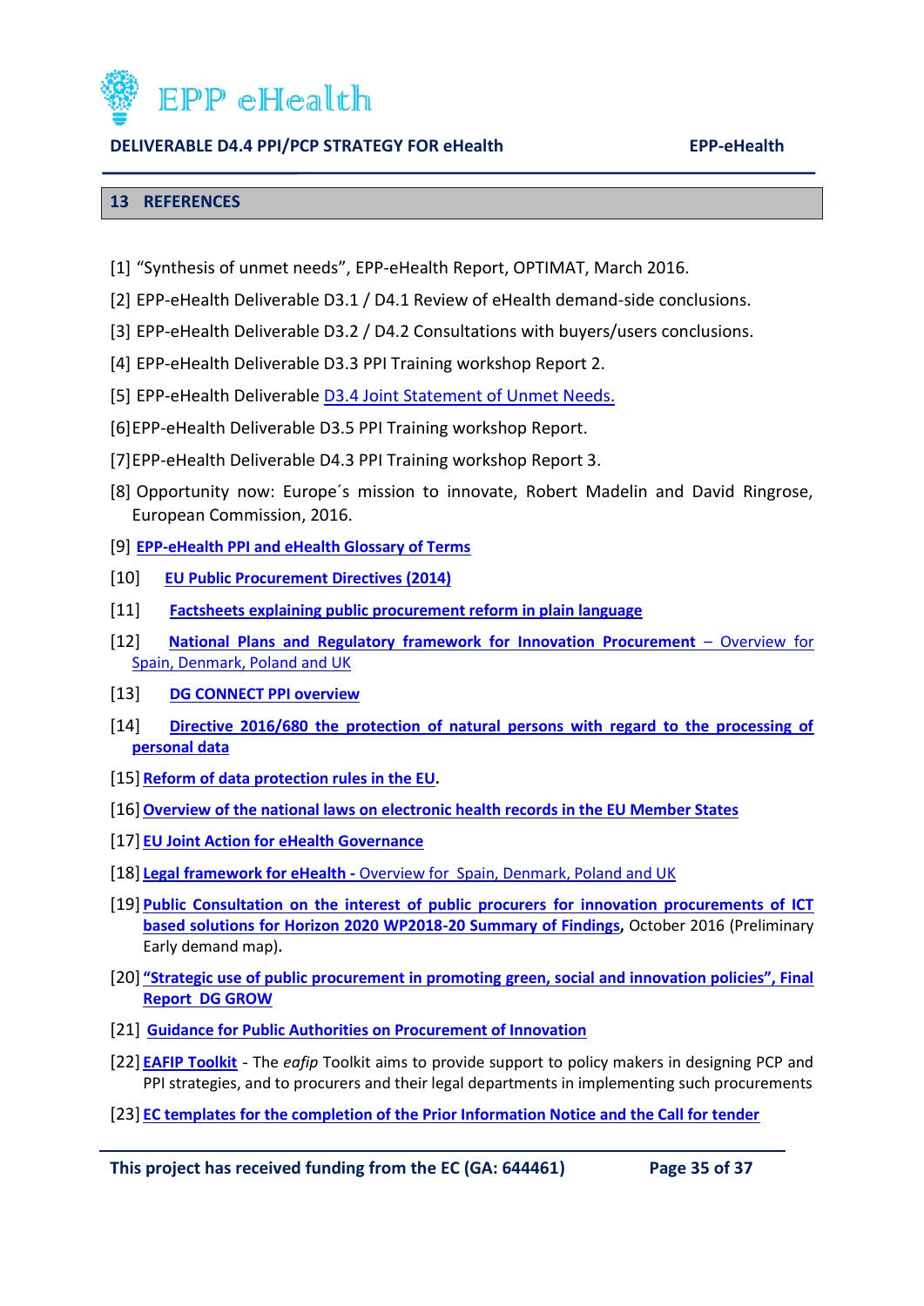## 13 REFERENCES

[1] "Synthesis of unmet needs", EPP-eHealth Report, OPTIMAT, March 2016.

[2] EPP-eHealth Deliverable D3.1 / D4.1 Review of eHealth demand-side conclusions.

[3] EPP-eHealth Deliverable D3.2 / D4.2 Consultations with buyers/users conclusions.

[4] EPP-eHealth Deliverable D3.3 PPI Training workshop Report 2.

[5] EPP-eHealth Deliverable D3.4 Joint Statement of Unmet Needs.

[6] EPP-eHealth Deliverable D3.5 PPI Training workshop Report.

[7] EPP-eHealth Deliverable D4.3 PPI Training workshop Report 3.

[8] Opportunity now: Europe´s mission to innovate, Robert Madelin and David Ringrose, European Commission, 2016.

[9] **EPP-eHealth PPI and eHealth Glossary of Terms**

[10] **EU Public Procurement Directives (2014)**

[11] **Factsheets explaining public procurement reform in plain language**

[12] **National Plans and Regulatory framework for Innovation Procurement** – Overview for Spain, Denmark, Poland and UK

[13] **DG CONNECT PPI overview**

[14] **Directive 2016/680 the protection of natural persons with regard to the processing of personal data**

[15] **Reform of data protection rules in the EU**.

[16] **Overview of the national laws on electronic health records in the EU Member States**

[17] **EU Joint Action for eHealth Governance**

[18] **Legal framework for eHealth -** Overview for Spain, Denmark, Poland and UK

[19] **Public Consultation on the interest of public procurers for innovation procurements of ICT based solutions for Horizon 2020 WP2018-20 Summary of Findings**, October 2016 (Preliminary Early demand map).

[20] **"Strategic use of public procurement in promoting green, social and innovation policies", Final Report DG GROW**

[21] **Guidance for Public Authorities on Procurement of Innovation**

[22] **EAFIP Toolkit** - The *eafip* Toolkit aims to provide support to policy makers in designing PCP and PPI strategies, and to procurers and their legal departments in implementing such procurements

[23] **EC templates for the completion of the Prior Information Notice and the Call for tender**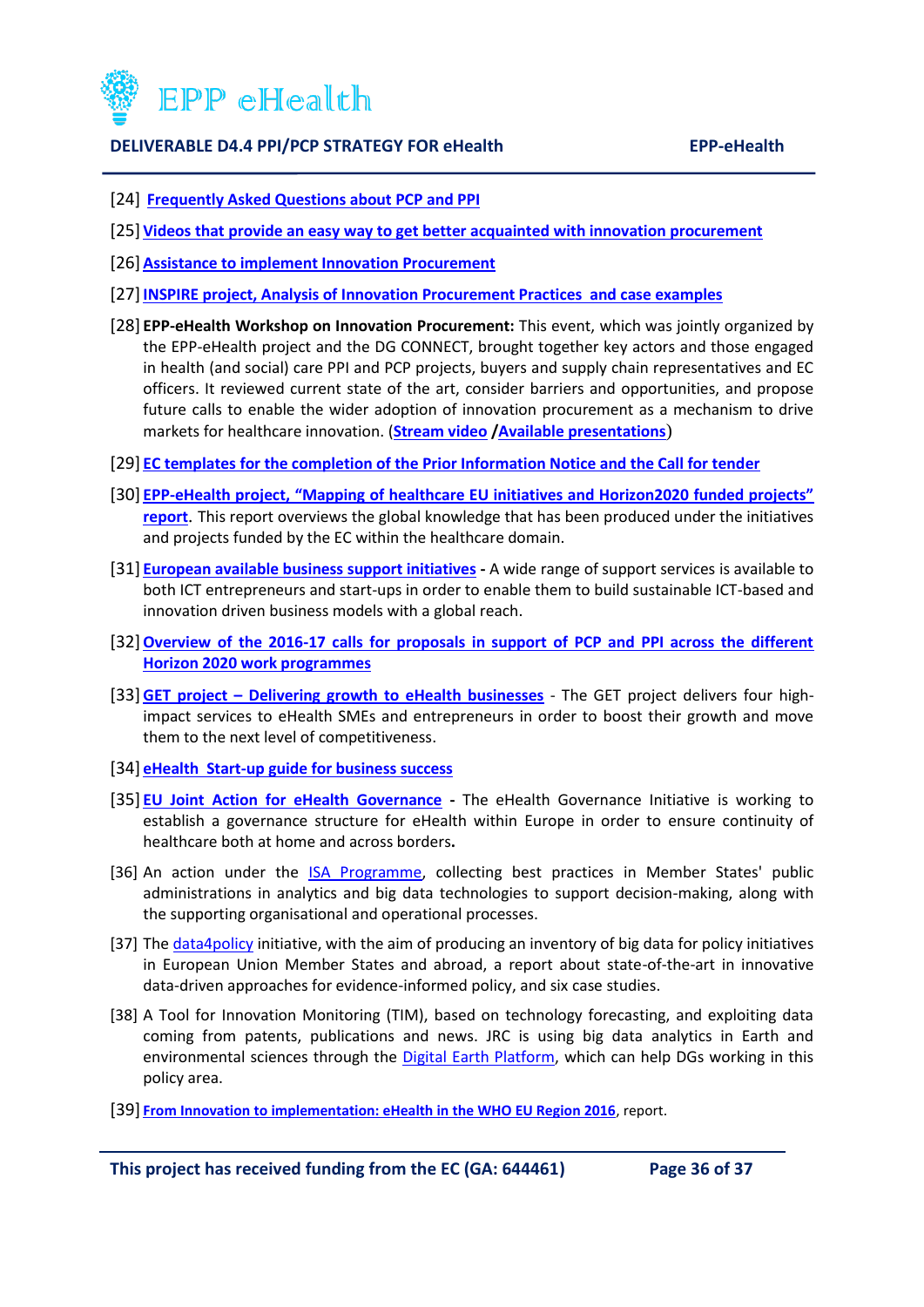[24] **Frequently Asked Questions about PCP and PPI**

[25] **Videos that provide an easy way to get better acquainted with innovation procurement**

[26] **Assistance to implement Innovation Procurement**

[27] **INSPIRE project, Analysis of Innovation Procurement Practices and case examples**

[28] **EPP-eHealth Workshop on Innovation Procurement:** This event, which was jointly organized by the EPP-eHealth project and the DG CONNECT, brought together key actors and those engaged in health (and social) care PPI and PCP projects, buyers and supply chain representatives and EC officers. It reviewed current state of the art, consider barriers and opportunities, and propose future calls to enable the wider adoption of innovation procurement as a mechanism to drive markets for healthcare innovation. (**Stream video** /**Available presentations**)

[29] **EC templates for the completion of the Prior Information Notice and the Call for tender**

[30] **EPP-eHealth project, "Mapping of healthcare EU initiatives and Horizon2020 funded projects" report**. This report overviews the global knowledge that has been produced under the initiatives and projects funded by the EC within the healthcare domain.

[31] **European available business support initiatives** - A wide range of support services is available to both ICT entrepreneurs and start-ups in order to enable them to build sustainable ICT-based and innovation driven business models with a global reach.

[32] **Overview of the 2016-17 calls for proposals in support of PCP and PPI across the different Horizon 2020 work programmes**

[33] **GET project – Delivering growth to eHealth businesses** - The GET project delivers four high-impact services to eHealth SMEs and entrepreneurs in order to boost their growth and move them to the next level of competitiveness.

[34] **eHealth Start-up guide for business success**

[35] **EU Joint Action for eHealth Governance** - The eHealth Governance Initiative is working to establish a governance structure for eHealth within Europe in order to ensure continuity of healthcare both at home and across borders.

[36] An action under the ISA Programme, collecting best practices in Member States' public administrations in analytics and big data technologies to support decision-making, along with the supporting organisational and operational processes.

[37] The data4policy initiative, with the aim of producing an inventory of big data for policy initiatives in European Union Member States and abroad, a report about state-of-the-art in innovative data-driven approaches for evidence-informed policy, and six case studies.

[38] A Tool for Innovation Monitoring (TIM), based on technology forecasting, and exploiting data coming from patents, publications and news. JRC is using big data analytics in Earth and environmental sciences through the Digital Earth Platform, which can help DGs working in this policy area.

[39] **From Innovation to implementation: eHealth in the WHO EU Region 2016**, report.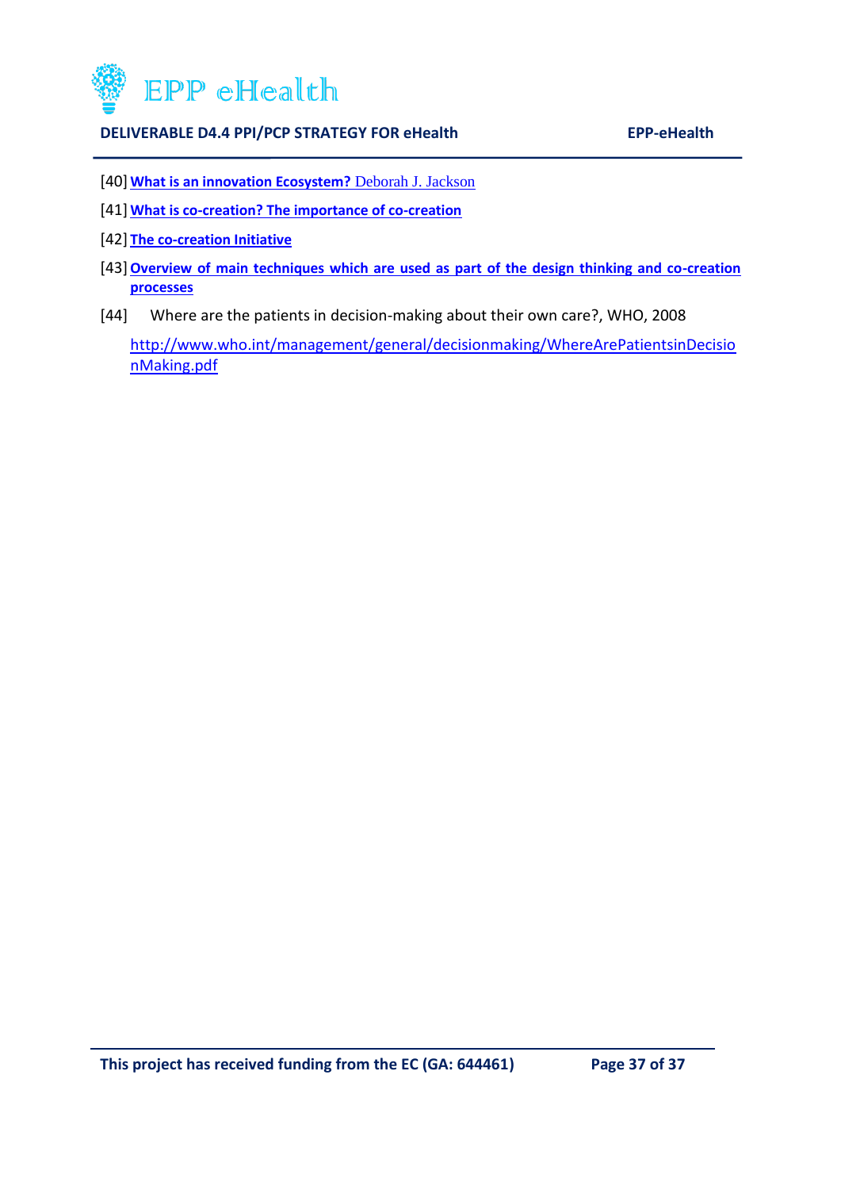[40] **What is an innovation Ecosystem?** Deborah J. Jackson

[41] **What is co-creation? The importance of co-creation**

[42] **The co-creation Initiative**

[43] **Overview of main techniques which are used as part of the design thinking and co-creation processes**

[44] Where are the patients in decision-making about their own care?, WHO, 2008

http://www.who.int/management/general/decisionmaking/WhereArePatientsinDecisionMaking.pdf